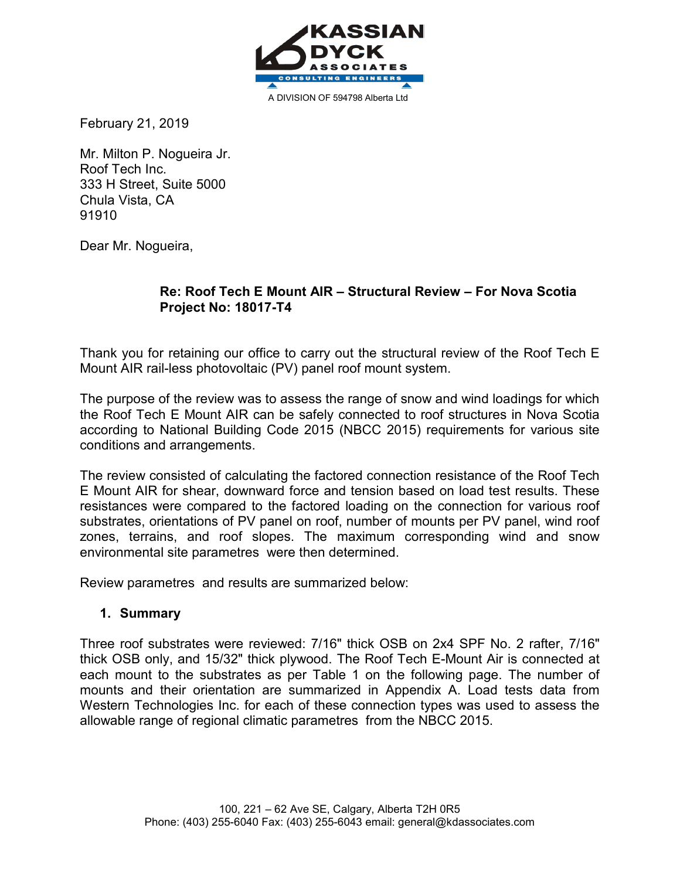KASSIAN DYCK ASSOCIATES

CONSULTING ENGINEERS

A DIVISION OF 594798 Alberta Ltd

February 21, 2019

Mr. Milton P. Nogueira Jr.
Roof Tech Inc.
333 H Street, Suite 5000
Chula Vista, CA
91910

Dear Mr. Nogueira,

**Re: Roof Tech E Mount AIR – Structural Review – For Nova Scotia**
**Project No: 18017-T4**

Thank you for retaining our office to carry out the structural review of the Roof Tech E Mount AIR rail-less photovoltaic (PV) panel roof mount system.

The purpose of the review was to assess the range of snow and wind loadings for which the Roof Tech E Mount AIR can be safely connected to roof structures in Nova Scotia according to National Building Code 2015 (NBCC 2015) requirements for various site conditions and arrangements.

The review consisted of calculating the factored connection resistance of the Roof Tech E Mount AIR for shear, downward force and tension based on load test results. These resistances were compared to the factored loading on the connection for various roof substrates, orientations of PV panel on roof, number of mounts per PV panel, wind roof zones, terrains, and roof slopes. The maximum corresponding wind and snow environmental site parametres were then determined.

Review parametres and results are summarized below:

## 1. Summary

Three roof substrates were reviewed: 7/16" thick OSB on 2x4 SPF No. 2 rafter, 7/16" thick OSB only, and 15/32" thick plywood. The Roof Tech E-Mount Air is connected at each mount to the substrates as per Table 1 on the following page. The number of mounts and their orientation are summarized in Appendix A. Load tests data from Western Technologies Inc. for each of these connection types was used to assess the allowable range of regional climatic parametres from the NBCC 2015.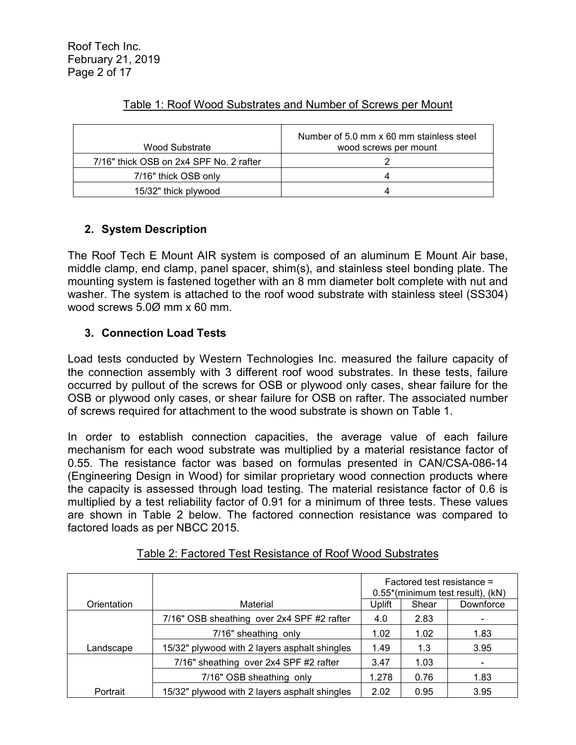Table 1: Roof Wood Substrates and Number of Screws per Mount

| Wood Substrate | Number of 5.0 mm x 60 mm stainless steel wood screws per mount |
|---|---|
| 7/16" thick OSB on 2x4 SPF No. 2 rafter | 2 |
| 7/16" thick OSB only | 4 |
| 15/32" thick plywood | 4 |

## 2. System Description

The Roof Tech E Mount AIR system is composed of an aluminum E Mount Air base, middle clamp, end clamp, panel spacer, shim(s), and stainless steel bonding plate. The mounting system is fastened together with an 8 mm diameter bolt complete with nut and washer. The system is attached to the roof wood substrate with stainless steel (SS304) wood screws 5.0Ø mm x 60 mm.

## 3. Connection Load Tests

Load tests conducted by Western Technologies Inc. measured the failure capacity of the connection assembly with 3 different roof wood substrates. In these tests, failure occurred by pullout of the screws for OSB or plywood only cases, shear failure for the OSB or plywood only cases, or shear failure for OSB on rafter. The associated number of screws required for attachment to the wood substrate is shown on Table 1.

In order to establish connection capacities, the average value of each failure mechanism for each wood substrate was multiplied by a material resistance factor of 0.55. The resistance factor was based on formulas presented in CAN/CSA-086-14 (Engineering Design in Wood) for similar proprietary wood connection products where the capacity is assessed through load testing. The material resistance factor of 0.6 is multiplied by a test reliability factor of 0.91 for a minimum of three tests. These values are shown in Table 2 below. The factored connection resistance was compared to factored loads as per NBCC 2015.

Table 2: Factored Test Resistance of Roof Wood Substrates

| Orientation | Material | Factored test resistance = 0.55*(minimum test result), (kN) | | |
|---|---|---|---|---|
| | | Uplift | Shear | Downforce |
| Landscape | 7/16" OSB sheathing over 2x4 SPF #2 rafter | 4.0 | 2.83 | - |
| | 7/16" sheathing only | 1.02 | 1.02 | 1.83 |
| | 15/32" plywood with 2 layers asphalt shingles | 1.49 | 1.3 | 3.95 |
| Portrait | 7/16" sheathing over 2x4 SPF #2 rafter | 3.47 | 1.03 | - |
| | 7/16" OSB sheathing only | 1.278 | 0.76 | 1.83 |
| | 15/32" plywood with 2 layers asphalt shingles | 2.02 | 0.95 | 3.95 |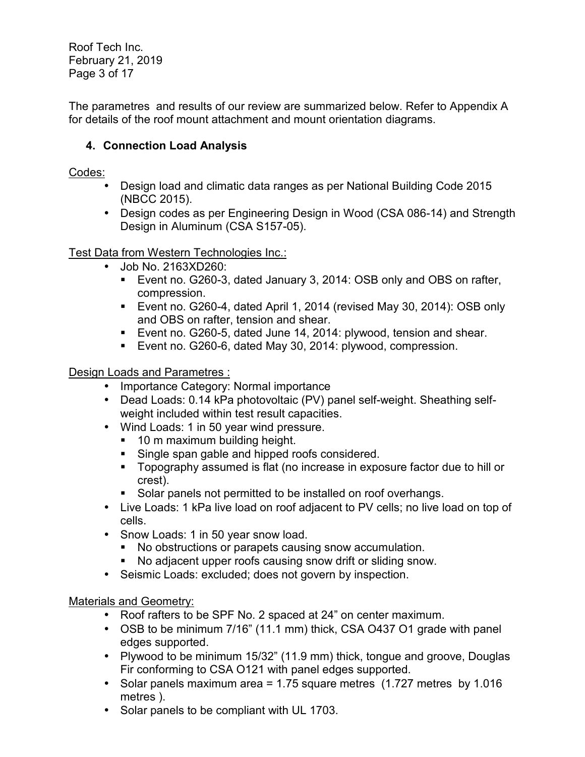The parametres and results of our review are summarized below. Refer to Appendix A for details of the roof mount attachment and mount orientation diagrams.

## 4. Connection Load Analysis

Codes:

- Design load and climatic data ranges as per National Building Code 2015 (NBCC 2015).
- Design codes as per Engineering Design in Wood (CSA 086-14) and Strength Design in Aluminum (CSA S157-05).

Test Data from Western Technologies Inc.:

- Job No. 2163XD260:
  - Event no. G260-3, dated January 3, 2014: OSB only and OBS on rafter, compression.
  - Event no. G260-4, dated April 1, 2014 (revised May 30, 2014): OSB only and OBS on rafter, tension and shear.
  - Event no. G260-5, dated June 14, 2014: plywood, tension and shear.
  - Event no. G260-6, dated May 30, 2014: plywood, compression.

Design Loads and Parametres :

- Importance Category: Normal importance
- Dead Loads: 0.14 kPa photovoltaic (PV) panel self-weight. Sheathing self-weight included within test result capacities.
- Wind Loads: 1 in 50 year wind pressure.
  - 10 m maximum building height.
  - Single span gable and hipped roofs considered.
  - Topography assumed is flat (no increase in exposure factor due to hill or crest).
  - Solar panels not permitted to be installed on roof overhangs.
- Live Loads: 1 kPa live load on roof adjacent to PV cells; no live load on top of cells.
- Snow Loads: 1 in 50 year snow load.
  - No obstructions or parapets causing snow accumulation.
  - No adjacent upper roofs causing snow drift or sliding snow.
- Seismic Loads: excluded; does not govern by inspection.

Materials and Geometry:

- Roof rafters to be SPF No. 2 spaced at 24" on center maximum.
- OSB to be minimum 7/16" (11.1 mm) thick, CSA O437 O1 grade with panel edges supported.
- Plywood to be minimum 15/32" (11.9 mm) thick, tongue and groove, Douglas Fir conforming to CSA O121 with panel edges supported.
- Solar panels maximum area = 1.75 square metres (1.727 metres by 1.016 metres ).
- Solar panels to be compliant with UL 1703.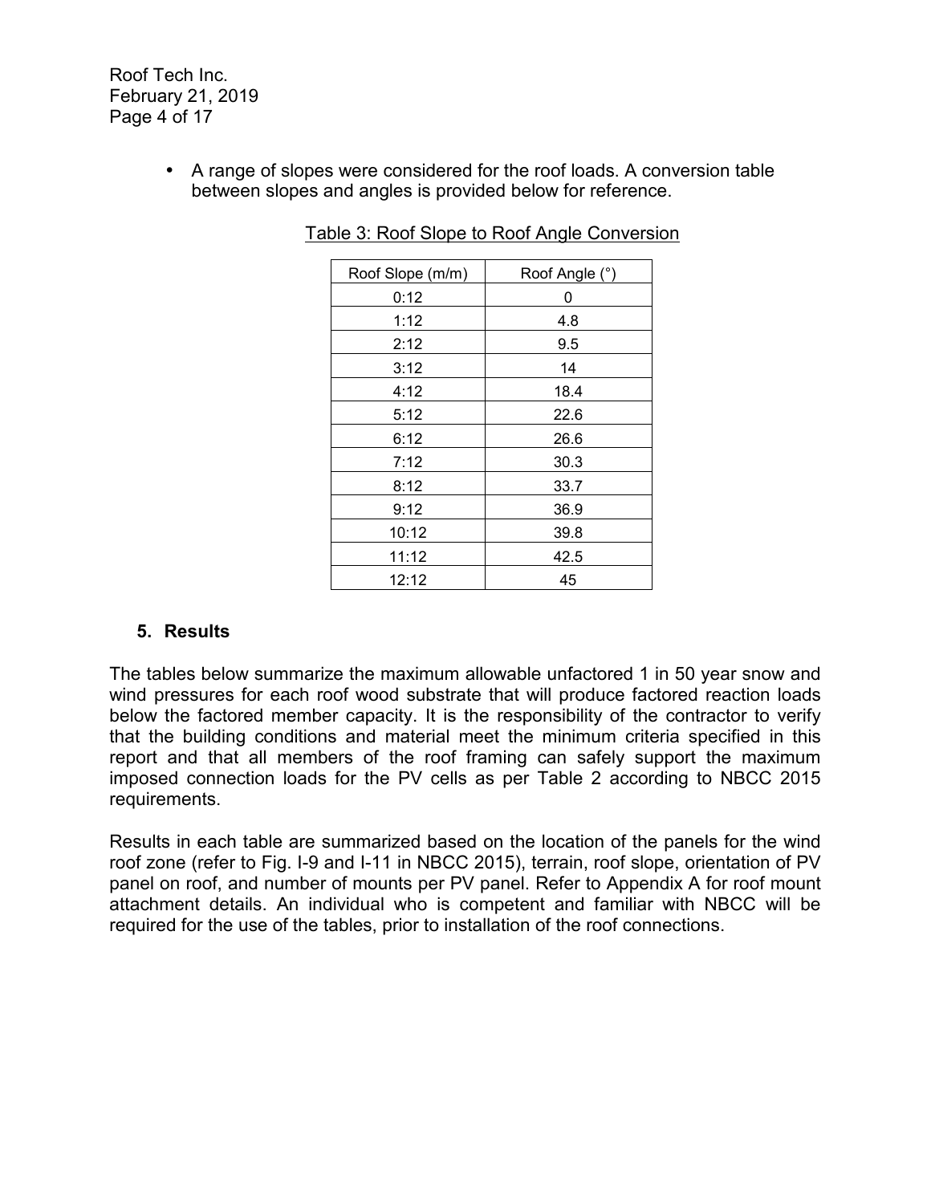- A range of slopes were considered for the roof loads. A conversion table between slopes and angles is provided below for reference.

Table 3: Roof Slope to Roof Angle Conversion

| Roof Slope (m/m) | Roof Angle (°) |
| --- | --- |
| 0:12 | 0 |
| 1:12 | 4.8 |
| 2:12 | 9.5 |
| 3:12 | 14 |
| 4:12 | 18.4 |
| 5:12 | 22.6 |
| 6:12 | 26.6 |
| 7:12 | 30.3 |
| 8:12 | 33.7 |
| 9:12 | 36.9 |
| 10:12 | 39.8 |
| 11:12 | 42.5 |
| 12:12 | 45 |

## 5. Results

The tables below summarize the maximum allowable unfactored 1 in 50 year snow and wind pressures for each roof wood substrate that will produce factored reaction loads below the factored member capacity. It is the responsibility of the contractor to verify that the building conditions and material meet the minimum criteria specified in this report and that all members of the roof framing can safely support the maximum imposed connection loads for the PV cells as per Table 2 according to NBCC 2015 requirements.

Results in each table are summarized based on the location of the panels for the wind roof zone (refer to Fig. I-9 and I-11 in NBCC 2015), terrain, roof slope, orientation of PV panel on roof, and number of mounts per PV panel. Refer to Appendix A for roof mount attachment details. An individual who is competent and familiar with NBCC will be required for the use of the tables, prior to installation of the roof connections.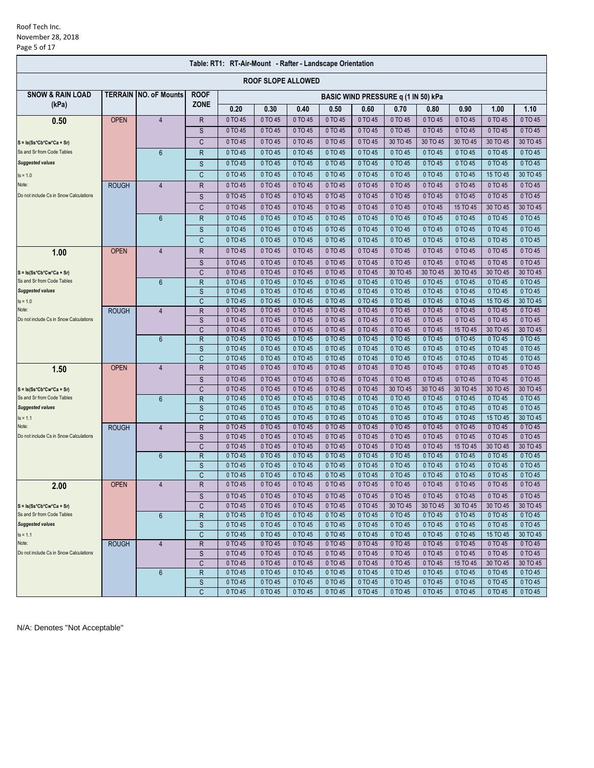Roof Tech Inc.
November 28, 2018

| Table: RT1: RT-Air-Mount - Rafter - Landscape Orientation | | | | | | | | | | | | | |
|---|---|---|---|---|---|---|---|---|---|---|---|---|---|
| ROOF SLOPE ALLOWED | | | | | | | | | | | | | |
| SNOW & RAIN LOAD (kPa) | TERRAIN | NO. oF Mounts | ROOF ZONE | BASIC WIND PRESSURE q (1 IN 50) kPa | | | | | | | | | |
| | | | | 0.20 | 0.30 | 0.40 | 0.50 | 0.60 | 0.70 | 0.80 | 0.90 | 1.00 | 1.10 |
| **0.50** | OPEN | 4 | R | 0 TO 45 | 0 TO 45 | 0 TO 45 | 0 TO 45 | 0 TO 45 | 0 TO 45 | 0 TO 45 | 0 TO 45 | 0 TO 45 | 0 TO 45 |
| | | | S | 0 TO 45 | 0 TO 45 | 0 TO 45 | 0 TO 45 | 0 TO 45 | 0 TO 45 | 0 TO 45 | 0 TO 45 | 0 TO 45 | 0 TO 45 |
| S = Is(Ss*Cb*Cw*Ca + Sr) | | | C | 0 TO 45 | 0 TO 45 | 0 TO 45 | 0 TO 45 | 0 TO 45 | 30 TO 45 | 30 TO 45 | 30 TO 45 | 30 TO 45 | 30 TO 45 |
| Ss and Sr from Code Tables | | 6 | R | 0 TO 45 | 0 TO 45 | 0 TO 45 | 0 TO 45 | 0 TO 45 | 0 TO 45 | 0 TO 45 | 0 TO 45 | 0 TO 45 | 0 TO 45 |
| *Suggested values* | | | S | 0 TO 45 | 0 TO 45 | 0 TO 45 | 0 TO 45 | 0 TO 45 | 0 TO 45 | 0 TO 45 | 0 TO 45 | 0 TO 45 | 0 TO 45 |
| Is = 1.0 | | | C | 0 TO 45 | 0 TO 45 | 0 TO 45 | 0 TO 45 | 0 TO 45 | 0 TO 45 | 0 TO 45 | 0 TO 45 | 15 TO 45 | 30 TO 45 |
| Note: | ROUGH | 4 | R | 0 TO 45 | 0 TO 45 | 0 TO 45 | 0 TO 45 | 0 TO 45 | 0 TO 45 | 0 TO 45 | 0 TO 45 | 0 TO 45 | 0 TO 45 |
| Do not include Cs in Snow Calculations | | | S | 0 TO 45 | 0 TO 45 | 0 TO 45 | 0 TO 45 | 0 TO 45 | 0 TO 45 | 0 TO 45 | 0 TO 45 | 0 TO 45 | 0 TO 45 |
| | | | C | 0 TO 45 | 0 TO 45 | 0 TO 45 | 0 TO 45 | 0 TO 45 | 0 TO 45 | 0 TO 45 | 15 TO 45 | 30 TO 45 | 30 TO 45 |
| | | 6 | R | 0 TO 45 | 0 TO 45 | 0 TO 45 | 0 TO 45 | 0 TO 45 | 0 TO 45 | 0 TO 45 | 0 TO 45 | 0 TO 45 | 0 TO 45 |
| | | | S | 0 TO 45 | 0 TO 45 | 0 TO 45 | 0 TO 45 | 0 TO 45 | 0 TO 45 | 0 TO 45 | 0 TO 45 | 0 TO 45 | 0 TO 45 |
| | | | C | 0 TO 45 | 0 TO 45 | 0 TO 45 | 0 TO 45 | 0 TO 45 | 0 TO 45 | 0 TO 45 | 0 TO 45 | 0 TO 45 | 0 TO 45 |
| **1.00** | OPEN | 4 | R | 0 TO 45 | 0 TO 45 | 0 TO 45 | 0 TO 45 | 0 TO 45 | 0 TO 45 | 0 TO 45 | 0 TO 45 | 0 TO 45 | 0 TO 45 |
| | | | S | 0 TO 45 | 0 TO 45 | 0 TO 45 | 0 TO 45 | 0 TO 45 | 0 TO 45 | 0 TO 45 | 0 TO 45 | 0 TO 45 | 0 TO 45 |
| S = Is(Ss*Cb*Cw*Ca + Sr) | | | C | 0 TO 45 | 0 TO 45 | 0 TO 45 | 0 TO 45 | 0 TO 45 | 30 TO 45 | 30 TO 45 | 30 TO 45 | 30 TO 45 | 30 TO 45 |
| Ss and Sr from Code Tables | | 6 | R | 0 TO 45 | 0 TO 45 | 0 TO 45 | 0 TO 45 | 0 TO 45 | 0 TO 45 | 0 TO 45 | 0 TO 45 | 0 TO 45 | 0 TO 45 |
| *Suggested values* | | | S | 0 TO 45 | 0 TO 45 | 0 TO 45 | 0 TO 45 | 0 TO 45 | 0 TO 45 | 0 TO 45 | 0 TO 45 | 0 TO 45 | 0 TO 45 |
| Is = 1.0 | | | C | 0 TO 45 | 0 TO 45 | 0 TO 45 | 0 TO 45 | 0 TO 45 | 0 TO 45 | 0 TO 45 | 0 TO 45 | 15 TO 45 | 30 TO 45 |
| Note: | ROUGH | 4 | R | 0 TO 45 | 0 TO 45 | 0 TO 45 | 0 TO 45 | 0 TO 45 | 0 TO 45 | 0 TO 45 | 0 TO 45 | 0 TO 45 | 0 TO 45 |
| Do not include Cs in Snow Calculations | | | S | 0 TO 45 | 0 TO 45 | 0 TO 45 | 0 TO 45 | 0 TO 45 | 0 TO 45 | 0 TO 45 | 0 TO 45 | 0 TO 45 | 0 TO 45 |
| | | | C | 0 TO 45 | 0 TO 45 | 0 TO 45 | 0 TO 45 | 0 TO 45 | 0 TO 45 | 0 TO 45 | 15 TO 45 | 30 TO 45 | 30 TO 45 |
| | | 6 | R | 0 TO 45 | 0 TO 45 | 0 TO 45 | 0 TO 45 | 0 TO 45 | 0 TO 45 | 0 TO 45 | 0 TO 45 | 0 TO 45 | 0 TO 45 |
| | | | S | 0 TO 45 | 0 TO 45 | 0 TO 45 | 0 TO 45 | 0 TO 45 | 0 TO 45 | 0 TO 45 | 0 TO 45 | 0 TO 45 | 0 TO 45 |
| | | | C | 0 TO 45 | 0 TO 45 | 0 TO 45 | 0 TO 45 | 0 TO 45 | 0 TO 45 | 0 TO 45 | 0 TO 45 | 0 TO 45 | 0 TO 45 |
| **1.50** | OPEN | 4 | R | 0 TO 45 | 0 TO 45 | 0 TO 45 | 0 TO 45 | 0 TO 45 | 0 TO 45 | 0 TO 45 | 0 TO 45 | 0 TO 45 | 0 TO 45 |
| | | | S | 0 TO 45 | 0 TO 45 | 0 TO 45 | 0 TO 45 | 0 TO 45 | 0 TO 45 | 0 TO 45 | 0 TO 45 | 0 TO 45 | 0 TO 45 |
| S = Is(Ss*Cb*Cw*Ca + Sr) | | | C | 0 TO 45 | 0 TO 45 | 0 TO 45 | 0 TO 45 | 0 TO 45 | 30 TO 45 | 30 TO 45 | 30 TO 45 | 30 TO 45 | 30 TO 45 |
| Ss and Sr from Code Tables | | 6 | R | 0 TO 45 | 0 TO 45 | 0 TO 45 | 0 TO 45 | 0 TO 45 | 0 TO 45 | 0 TO 45 | 0 TO 45 | 0 TO 45 | 0 TO 45 |
| *Suggested values* | | | S | 0 TO 45 | 0 TO 45 | 0 TO 45 | 0 TO 45 | 0 TO 45 | 0 TO 45 | 0 TO 45 | 0 TO 45 | 0 TO 45 | 0 TO 45 |
| Is = 1.1 | | | C | 0 TO 45 | 0 TO 45 | 0 TO 45 | 0 TO 45 | 0 TO 45 | 0 TO 45 | 0 TO 45 | 0 TO 45 | 15 TO 45 | 30 TO 45 |
| Note: | ROUGH | 4 | R | 0 TO 45 | 0 TO 45 | 0 TO 45 | 0 TO 45 | 0 TO 45 | 0 TO 45 | 0 TO 45 | 0 TO 45 | 0 TO 45 | 0 TO 45 |
| Do not include Cs in Snow Calculations | | | S | 0 TO 45 | 0 TO 45 | 0 TO 45 | 0 TO 45 | 0 TO 45 | 0 TO 45 | 0 TO 45 | 0 TO 45 | 0 TO 45 | 0 TO 45 |
| | | | C | 0 TO 45 | 0 TO 45 | 0 TO 45 | 0 TO 45 | 0 TO 45 | 0 TO 45 | 0 TO 45 | 15 TO 45 | 30 TO 45 | 30 TO 45 |
| | | 6 | R | 0 TO 45 | 0 TO 45 | 0 TO 45 | 0 TO 45 | 0 TO 45 | 0 TO 45 | 0 TO 45 | 0 TO 45 | 0 TO 45 | 0 TO 45 |
| | | | S | 0 TO 45 | 0 TO 45 | 0 TO 45 | 0 TO 45 | 0 TO 45 | 0 TO 45 | 0 TO 45 | 0 TO 45 | 0 TO 45 | 0 TO 45 |
| | | | C | 0 TO 45 | 0 TO 45 | 0 TO 45 | 0 TO 45 | 0 TO 45 | 0 TO 45 | 0 TO 45 | 0 TO 45 | 0 TO 45 | 0 TO 45 |
| **2.00** | OPEN | 4 | R | 0 TO 45 | 0 TO 45 | 0 TO 45 | 0 TO 45 | 0 TO 45 | 0 TO 45 | 0 TO 45 | 0 TO 45 | 0 TO 45 | 0 TO 45 |
| | | | S | 0 TO 45 | 0 TO 45 | 0 TO 45 | 0 TO 45 | 0 TO 45 | 0 TO 45 | 0 TO 45 | 0 TO 45 | 0 TO 45 | 0 TO 45 |
| S = Is(Ss*Cb*Cw*Ca + Sr) | | | C | 0 TO 45 | 0 TO 45 | 0 TO 45 | 0 TO 45 | 0 TO 45 | 30 TO 45 | 30 TO 45 | 30 TO 45 | 30 TO 45 | 30 TO 45 |
| Ss and Sr from Code Tables | | 6 | R | 0 TO 45 | 0 TO 45 | 0 TO 45 | 0 TO 45 | 0 TO 45 | 0 TO 45 | 0 TO 45 | 0 TO 45 | 0 TO 45 | 0 TO 45 |
| *Suggested values* | | | S | 0 TO 45 | 0 TO 45 | 0 TO 45 | 0 TO 45 | 0 TO 45 | 0 TO 45 | 0 TO 45 | 0 TO 45 | 0 TO 45 | 0 TO 45 |
| Is = 1.1 | | | C | 0 TO 45 | 0 TO 45 | 0 TO 45 | 0 TO 45 | 0 TO 45 | 0 TO 45 | 0 TO 45 | 0 TO 45 | 15 TO 45 | 30 TO 45 |
| Note: | ROUGH | 4 | R | 0 TO 45 | 0 TO 45 | 0 TO 45 | 0 TO 45 | 0 TO 45 | 0 TO 45 | 0 TO 45 | 0 TO 45 | 0 TO 45 | 0 TO 45 |
| Do not include Cs in Snow Calculations | | | S | 0 TO 45 | 0 TO 45 | 0 TO 45 | 0 TO 45 | 0 TO 45 | 0 TO 45 | 0 TO 45 | 0 TO 45 | 0 TO 45 | 0 TO 45 |
| | | | C | 0 TO 45 | 0 TO 45 | 0 TO 45 | 0 TO 45 | 0 TO 45 | 0 TO 45 | 0 TO 45 | 15 TO 45 | 30 TO 45 | 30 TO 45 |
| | | 6 | R | 0 TO 45 | 0 TO 45 | 0 TO 45 | 0 TO 45 | 0 TO 45 | 0 TO 45 | 0 TO 45 | 0 TO 45 | 0 TO 45 | 0 TO 45 |
| | | | S | 0 TO 45 | 0 TO 45 | 0 TO 45 | 0 TO 45 | 0 TO 45 | 0 TO 45 | 0 TO 45 | 0 TO 45 | 0 TO 45 | 0 TO 45 |
| | | | C | 0 TO 45 | 0 TO 45 | 0 TO 45 | 0 TO 45 | 0 TO 45 | 0 TO 45 | 0 TO 45 | 0 TO 45 | 0 TO 45 | 0 TO 45 |

N/A: Denotes "Not Acceptable"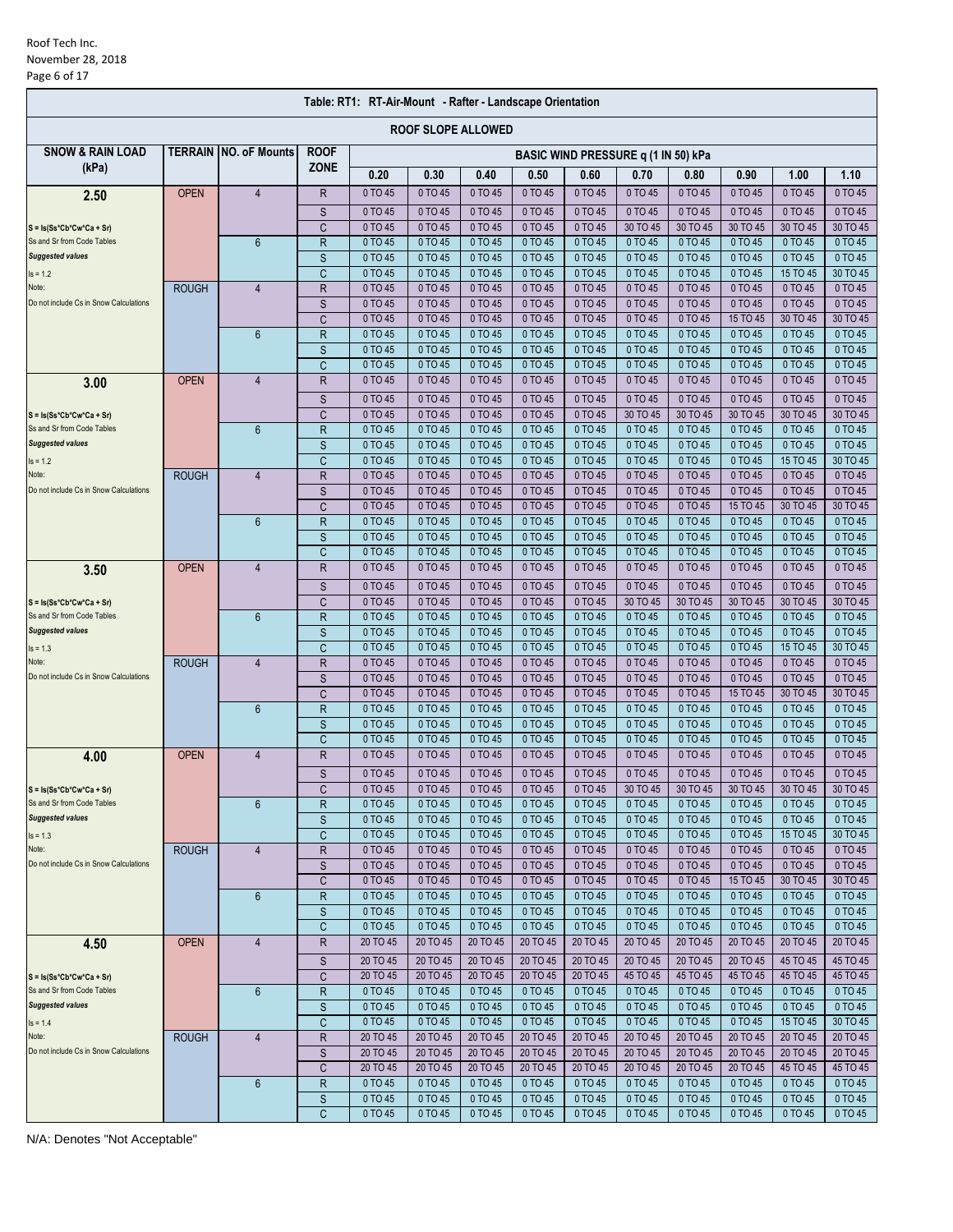## Table: RT1: RT-Air-Mount - Rafter - Landscape Orientation

### ROOF SLOPE ALLOWED

| SNOW & RAIN LOAD (kPa) | TERRAIN | NO. oF Mounts | ROOF ZONE | BASIC WIND PRESSURE q (1 IN 50) kPa | | | | | | | | | |
|---|---|---|---|---|---|---|---|---|---|---|---|---|---|
| | | | | 0.20 | 0.30 | 0.40 | 0.50 | 0.60 | 0.70 | 0.80 | 0.90 | 1.00 | 1.10 |
| **2.50** | OPEN | 4 | R | 0 TO 45 | 0 TO 45 | 0 TO 45 | 0 TO 45 | 0 TO 45 | 0 TO 45 | 0 TO 45 | 0 TO 45 | 0 TO 45 | 0 TO 45 |
| | | | S | 0 TO 45 | 0 TO 45 | 0 TO 45 | 0 TO 45 | 0 TO 45 | 0 TO 45 | 0 TO 45 | 0 TO 45 | 0 TO 45 | 0 TO 45 |
| S = Is(Ss*Cb*Cw*Ca + Sr) | | | C | 0 TO 45 | 0 TO 45 | 0 TO 45 | 0 TO 45 | 0 TO 45 | 30 TO 45 | 30 TO 45 | 30 TO 45 | 30 TO 45 | 30 TO 45 |
| Ss and Sr from Code Tables | | 6 | R | 0 TO 45 | 0 TO 45 | 0 TO 45 | 0 TO 45 | 0 TO 45 | 0 TO 45 | 0 TO 45 | 0 TO 45 | 0 TO 45 | 0 TO 45 |
| *Suggested values* | | | S | 0 TO 45 | 0 TO 45 | 0 TO 45 | 0 TO 45 | 0 TO 45 | 0 TO 45 | 0 TO 45 | 0 TO 45 | 0 TO 45 | 0 TO 45 |
| Is = 1.2 | | | C | 0 TO 45 | 0 TO 45 | 0 TO 45 | 0 TO 45 | 0 TO 45 | 0 TO 45 | 0 TO 45 | 0 TO 45 | 15 TO 45 | 30 TO 45 |
| Note: | ROUGH | 4 | R | 0 TO 45 | 0 TO 45 | 0 TO 45 | 0 TO 45 | 0 TO 45 | 0 TO 45 | 0 TO 45 | 0 TO 45 | 0 TO 45 | 0 TO 45 |
| Do not include Cs in Snow Calculations | | | S | 0 TO 45 | 0 TO 45 | 0 TO 45 | 0 TO 45 | 0 TO 45 | 0 TO 45 | 0 TO 45 | 0 TO 45 | 0 TO 45 | 0 TO 45 |
| | | | C | 0 TO 45 | 0 TO 45 | 0 TO 45 | 0 TO 45 | 0 TO 45 | 0 TO 45 | 0 TO 45 | 15 TO 45 | 30 TO 45 | 30 TO 45 |
| | | 6 | R | 0 TO 45 | 0 TO 45 | 0 TO 45 | 0 TO 45 | 0 TO 45 | 0 TO 45 | 0 TO 45 | 0 TO 45 | 0 TO 45 | 0 TO 45 |
| | | | S | 0 TO 45 | 0 TO 45 | 0 TO 45 | 0 TO 45 | 0 TO 45 | 0 TO 45 | 0 TO 45 | 0 TO 45 | 0 TO 45 | 0 TO 45 |
| | | | C | 0 TO 45 | 0 TO 45 | 0 TO 45 | 0 TO 45 | 0 TO 45 | 0 TO 45 | 0 TO 45 | 0 TO 45 | 0 TO 45 | 0 TO 45 |
| **3.00** | OPEN | 4 | R | 0 TO 45 | 0 TO 45 | 0 TO 45 | 0 TO 45 | 0 TO 45 | 0 TO 45 | 0 TO 45 | 0 TO 45 | 0 TO 45 | 0 TO 45 |
| | | | S | 0 TO 45 | 0 TO 45 | 0 TO 45 | 0 TO 45 | 0 TO 45 | 0 TO 45 | 0 TO 45 | 0 TO 45 | 0 TO 45 | 0 TO 45 |
| S = Is(Ss*Cb*Cw*Ca + Sr) | | | C | 0 TO 45 | 0 TO 45 | 0 TO 45 | 0 TO 45 | 0 TO 45 | 30 TO 45 | 30 TO 45 | 30 TO 45 | 30 TO 45 | 30 TO 45 |
| Ss and Sr from Code Tables | | 6 | R | 0 TO 45 | 0 TO 45 | 0 TO 45 | 0 TO 45 | 0 TO 45 | 0 TO 45 | 0 TO 45 | 0 TO 45 | 0 TO 45 | 0 TO 45 |
| *Suggested values* | | | S | 0 TO 45 | 0 TO 45 | 0 TO 45 | 0 TO 45 | 0 TO 45 | 0 TO 45 | 0 TO 45 | 0 TO 45 | 0 TO 45 | 0 TO 45 |
| Is = 1.2 | | | C | 0 TO 45 | 0 TO 45 | 0 TO 45 | 0 TO 45 | 0 TO 45 | 0 TO 45 | 0 TO 45 | 0 TO 45 | 15 TO 45 | 30 TO 45 |
| Note: | ROUGH | 4 | R | 0 TO 45 | 0 TO 45 | 0 TO 45 | 0 TO 45 | 0 TO 45 | 0 TO 45 | 0 TO 45 | 0 TO 45 | 0 TO 45 | 0 TO 45 |
| Do not include Cs in Snow Calculations | | | S | 0 TO 45 | 0 TO 45 | 0 TO 45 | 0 TO 45 | 0 TO 45 | 0 TO 45 | 0 TO 45 | 0 TO 45 | 0 TO 45 | 0 TO 45 |
| | | | C | 0 TO 45 | 0 TO 45 | 0 TO 45 | 0 TO 45 | 0 TO 45 | 0 TO 45 | 0 TO 45 | 15 TO 45 | 30 TO 45 | 30 TO 45 |
| | | 6 | R | 0 TO 45 | 0 TO 45 | 0 TO 45 | 0 TO 45 | 0 TO 45 | 0 TO 45 | 0 TO 45 | 0 TO 45 | 0 TO 45 | 0 TO 45 |
| | | | S | 0 TO 45 | 0 TO 45 | 0 TO 45 | 0 TO 45 | 0 TO 45 | 0 TO 45 | 0 TO 45 | 0 TO 45 | 0 TO 45 | 0 TO 45 |
| | | | C | 0 TO 45 | 0 TO 45 | 0 TO 45 | 0 TO 45 | 0 TO 45 | 0 TO 45 | 0 TO 45 | 0 TO 45 | 0 TO 45 | 0 TO 45 |
| **3.50** | OPEN | 4 | R | 0 TO 45 | 0 TO 45 | 0 TO 45 | 0 TO 45 | 0 TO 45 | 0 TO 45 | 0 TO 45 | 0 TO 45 | 0 TO 45 | 0 TO 45 |
| | | | S | 0 TO 45 | 0 TO 45 | 0 TO 45 | 0 TO 45 | 0 TO 45 | 0 TO 45 | 0 TO 45 | 0 TO 45 | 0 TO 45 | 0 TO 45 |
| S = Is(Ss*Cb*Cw*Ca + Sr) | | | C | 0 TO 45 | 0 TO 45 | 0 TO 45 | 0 TO 45 | 0 TO 45 | 30 TO 45 | 30 TO 45 | 30 TO 45 | 30 TO 45 | 30 TO 45 |
| Ss and Sr from Code Tables | | 6 | R | 0 TO 45 | 0 TO 45 | 0 TO 45 | 0 TO 45 | 0 TO 45 | 0 TO 45 | 0 TO 45 | 0 TO 45 | 0 TO 45 | 0 TO 45 |
| *Suggested values* | | | S | 0 TO 45 | 0 TO 45 | 0 TO 45 | 0 TO 45 | 0 TO 45 | 0 TO 45 | 0 TO 45 | 0 TO 45 | 0 TO 45 | 0 TO 45 |
| Is = 1.3 | | | C | 0 TO 45 | 0 TO 45 | 0 TO 45 | 0 TO 45 | 0 TO 45 | 0 TO 45 | 0 TO 45 | 0 TO 45 | 15 TO 45 | 30 TO 45 |
| Note: | ROUGH | 4 | R | 0 TO 45 | 0 TO 45 | 0 TO 45 | 0 TO 45 | 0 TO 45 | 0 TO 45 | 0 TO 45 | 0 TO 45 | 0 TO 45 | 0 TO 45 |
| Do not include Cs in Snow Calculations | | | S | 0 TO 45 | 0 TO 45 | 0 TO 45 | 0 TO 45 | 0 TO 45 | 0 TO 45 | 0 TO 45 | 0 TO 45 | 0 TO 45 | 0 TO 45 |
| | | | C | 0 TO 45 | 0 TO 45 | 0 TO 45 | 0 TO 45 | 0 TO 45 | 0 TO 45 | 0 TO 45 | 15 TO 45 | 30 TO 45 | 30 TO 45 |
| | | 6 | R | 0 TO 45 | 0 TO 45 | 0 TO 45 | 0 TO 45 | 0 TO 45 | 0 TO 45 | 0 TO 45 | 0 TO 45 | 0 TO 45 | 0 TO 45 |
| | | | S | 0 TO 45 | 0 TO 45 | 0 TO 45 | 0 TO 45 | 0 TO 45 | 0 TO 45 | 0 TO 45 | 0 TO 45 | 0 TO 45 | 0 TO 45 |
| | | | C | 0 TO 45 | 0 TO 45 | 0 TO 45 | 0 TO 45 | 0 TO 45 | 0 TO 45 | 0 TO 45 | 0 TO 45 | 0 TO 45 | 0 TO 45 |
| **4.00** | OPEN | 4 | R | 0 TO 45 | 0 TO 45 | 0 TO 45 | 0 TO 45 | 0 TO 45 | 0 TO 45 | 0 TO 45 | 0 TO 45 | 0 TO 45 | 0 TO 45 |
| | | | S | 0 TO 45 | 0 TO 45 | 0 TO 45 | 0 TO 45 | 0 TO 45 | 0 TO 45 | 0 TO 45 | 0 TO 45 | 0 TO 45 | 0 TO 45 |
| S = Is(Ss*Cb*Cw*Ca + Sr) | | | C | 0 TO 45 | 0 TO 45 | 0 TO 45 | 0 TO 45 | 0 TO 45 | 30 TO 45 | 30 TO 45 | 30 TO 45 | 30 TO 45 | 30 TO 45 |
| Ss and Sr from Code Tables | | 6 | R | 0 TO 45 | 0 TO 45 | 0 TO 45 | 0 TO 45 | 0 TO 45 | 0 TO 45 | 0 TO 45 | 0 TO 45 | 0 TO 45 | 0 TO 45 |
| *Suggested values* | | | S | 0 TO 45 | 0 TO 45 | 0 TO 45 | 0 TO 45 | 0 TO 45 | 0 TO 45 | 0 TO 45 | 0 TO 45 | 0 TO 45 | 0 TO 45 |
| Is = 1.3 | | | C | 0 TO 45 | 0 TO 45 | 0 TO 45 | 0 TO 45 | 0 TO 45 | 0 TO 45 | 0 TO 45 | 0 TO 45 | 15 TO 45 | 30 TO 45 |
| Note: | ROUGH | 4 | R | 0 TO 45 | 0 TO 45 | 0 TO 45 | 0 TO 45 | 0 TO 45 | 0 TO 45 | 0 TO 45 | 0 TO 45 | 0 TO 45 | 0 TO 45 |
| Do not include Cs in Snow Calculations | | | S | 0 TO 45 | 0 TO 45 | 0 TO 45 | 0 TO 45 | 0 TO 45 | 0 TO 45 | 0 TO 45 | 0 TO 45 | 0 TO 45 | 0 TO 45 |
| | | | C | 0 TO 45 | 0 TO 45 | 0 TO 45 | 0 TO 45 | 0 TO 45 | 0 TO 45 | 0 TO 45 | 15 TO 45 | 30 TO 45 | 30 TO 45 |
| | | 6 | R | 0 TO 45 | 0 TO 45 | 0 TO 45 | 0 TO 45 | 0 TO 45 | 0 TO 45 | 0 TO 45 | 0 TO 45 | 0 TO 45 | 0 TO 45 |
| | | | S | 0 TO 45 | 0 TO 45 | 0 TO 45 | 0 TO 45 | 0 TO 45 | 0 TO 45 | 0 TO 45 | 0 TO 45 | 0 TO 45 | 0 TO 45 |
| | | | C | 0 TO 45 | 0 TO 45 | 0 TO 45 | 0 TO 45 | 0 TO 45 | 0 TO 45 | 0 TO 45 | 0 TO 45 | 0 TO 45 | 0 TO 45 |
| **4.50** | OPEN | 4 | R | 20 TO 45 | 20 TO 45 | 20 TO 45 | 20 TO 45 | 20 TO 45 | 20 TO 45 | 20 TO 45 | 20 TO 45 | 20 TO 45 | 20 TO 45 |
| | | | S | 20 TO 45 | 20 TO 45 | 20 TO 45 | 20 TO 45 | 20 TO 45 | 20 TO 45 | 20 TO 45 | 20 TO 45 | 45 TO 45 | 45 TO 45 |
| S = Is(Ss*Cb*Cw*Ca + Sr) | | | C | 20 TO 45 | 20 TO 45 | 20 TO 45 | 20 TO 45 | 20 TO 45 | 45 TO 45 | 45 TO 45 | 45 TO 45 | 45 TO 45 | 45 TO 45 |
| Ss and Sr from Code Tables | | 6 | R | 0 TO 45 | 0 TO 45 | 0 TO 45 | 0 TO 45 | 0 TO 45 | 0 TO 45 | 0 TO 45 | 0 TO 45 | 0 TO 45 | 0 TO 45 |
| *Suggested values* | | | S | 0 TO 45 | 0 TO 45 | 0 TO 45 | 0 TO 45 | 0 TO 45 | 0 TO 45 | 0 TO 45 | 0 TO 45 | 0 TO 45 | 0 TO 45 |
| Is = 1.4 | | | C | 0 TO 45 | 0 TO 45 | 0 TO 45 | 0 TO 45 | 0 TO 45 | 0 TO 45 | 0 TO 45 | 0 TO 45 | 15 TO 45 | 30 TO 45 |
| Note: | ROUGH | 4 | R | 20 TO 45 | 20 TO 45 | 20 TO 45 | 20 TO 45 | 20 TO 45 | 20 TO 45 | 20 TO 45 | 20 TO 45 | 20 TO 45 | 20 TO 45 |
| Do not include Cs in Snow Calculations | | | S | 20 TO 45 | 20 TO 45 | 20 TO 45 | 20 TO 45 | 20 TO 45 | 20 TO 45 | 20 TO 45 | 20 TO 45 | 20 TO 45 | 20 TO 45 |
| | | | C | 20 TO 45 | 20 TO 45 | 20 TO 45 | 20 TO 45 | 20 TO 45 | 20 TO 45 | 20 TO 45 | 20 TO 45 | 45 TO 45 | 45 TO 45 |
| | | 6 | R | 0 TO 45 | 0 TO 45 | 0 TO 45 | 0 TO 45 | 0 TO 45 | 0 TO 45 | 0 TO 45 | 0 TO 45 | 0 TO 45 | 0 TO 45 |
| | | | S | 0 TO 45 | 0 TO 45 | 0 TO 45 | 0 TO 45 | 0 TO 45 | 0 TO 45 | 0 TO 45 | 0 TO 45 | 0 TO 45 | 0 TO 45 |
| | | | C | 0 TO 45 | 0 TO 45 | 0 TO 45 | 0 TO 45 | 0 TO 45 | 0 TO 45 | 0 TO 45 | 0 TO 45 | 0 TO 45 | 0 TO 45 |

N/A: Denotes "Not Acceptable"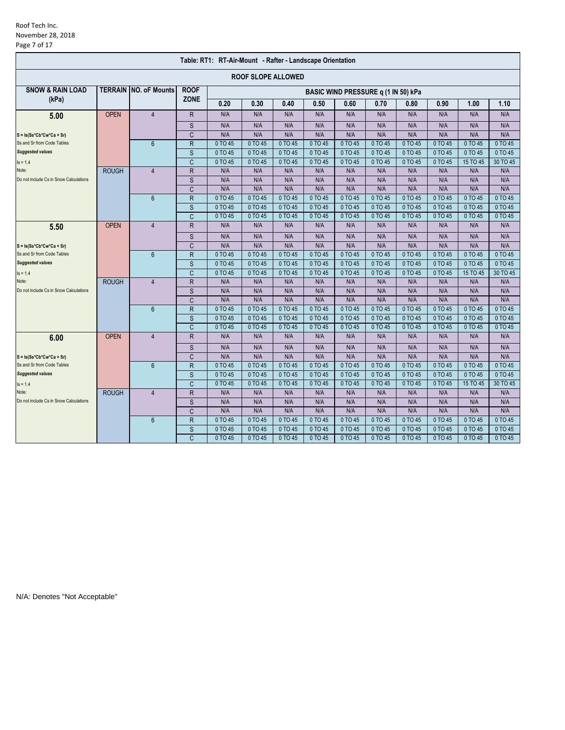## Table: RT1: RT-Air-Mount - Rafter - Landscape Orientation

### ROOF SLOPE ALLOWED

| SNOW & RAIN LOAD (kPa) | TERRAIN | NO. oF Mounts | ROOF ZONE | BASIC WIND PRESSURE q (1 IN 50) kPa | | | | | | | | | |
|---|---|---|---|---|---|---|---|---|---|---|---|---|---|
| | | | | 0.20 | 0.30 | 0.40 | 0.50 | 0.60 | 0.70 | 0.80 | 0.90 | 1.00 | 1.10 |
| **5.00** | OPEN | 4 | R | N/A | N/A | N/A | N/A | N/A | N/A | N/A | N/A | N/A | N/A |
| | | | S | N/A | N/A | N/A | N/A | N/A | N/A | N/A | N/A | N/A | N/A |
| S = Is(Ss*Cb*Cw*Ca + Sr) | | | C | N/A | N/A | N/A | N/A | N/A | N/A | N/A | N/A | N/A | N/A |
| Ss and Sr from Code Tables | | 6 | R | 0 TO 45 | 0 TO 45 | 0 TO 45 | 0 TO 45 | 0 TO 45 | 0 TO 45 | 0 TO 45 | 0 TO 45 | 0 TO 45 | 0 TO 45 |
| *Suggested values* | | | S | 0 TO 45 | 0 TO 45 | 0 TO 45 | 0 TO 45 | 0 TO 45 | 0 TO 45 | 0 TO 45 | 0 TO 45 | 0 TO 45 | 0 TO 45 |
| Is = 1.4 | | | C | 0 TO 45 | 0 TO 45 | 0 TO 45 | 0 TO 45 | 0 TO 45 | 0 TO 45 | 0 TO 45 | 0 TO 45 | 15 TO 45 | 30 TO 45 |
| Note: | ROUGH | 4 | R | N/A | N/A | N/A | N/A | N/A | N/A | N/A | N/A | N/A | N/A |
| Do not include Cs in Snow Calculations | | | S | N/A | N/A | N/A | N/A | N/A | N/A | N/A | N/A | N/A | N/A |
| | | | C | N/A | N/A | N/A | N/A | N/A | N/A | N/A | N/A | N/A | N/A |
| | | 6 | R | 0 TO 45 | 0 TO 45 | 0 TO 45 | 0 TO 45 | 0 TO 45 | 0 TO 45 | 0 TO 45 | 0 TO 45 | 0 TO 45 | 0 TO 45 |
| | | | S | 0 TO 45 | 0 TO 45 | 0 TO 45 | 0 TO 45 | 0 TO 45 | 0 TO 45 | 0 TO 45 | 0 TO 45 | 0 TO 45 | 0 TO 45 |
| | | | C | 0 TO 45 | 0 TO 45 | 0 TO 45 | 0 TO 45 | 0 TO 45 | 0 TO 45 | 0 TO 45 | 0 TO 45 | 0 TO 45 | 0 TO 45 |
| **5.50** | OPEN | 4 | R | N/A | N/A | N/A | N/A | N/A | N/A | N/A | N/A | N/A | N/A |
| | | | S | N/A | N/A | N/A | N/A | N/A | N/A | N/A | N/A | N/A | N/A |
| S = Is(Ss*Cb*Cw*Ca + Sr) | | | C | N/A | N/A | N/A | N/A | N/A | N/A | N/A | N/A | N/A | N/A |
| Ss and Sr from Code Tables | | 6 | R | 0 TO 45 | 0 TO 45 | 0 TO 45 | 0 TO 45 | 0 TO 45 | 0 TO 45 | 0 TO 45 | 0 TO 45 | 0 TO 45 | 0 TO 45 |
| *Suggested values* | | | S | 0 TO 45 | 0 TO 45 | 0 TO 45 | 0 TO 45 | 0 TO 45 | 0 TO 45 | 0 TO 45 | 0 TO 45 | 0 TO 45 | 0 TO 45 |
| Is = 1.4 | | | C | 0 TO 45 | 0 TO 45 | 0 TO 45 | 0 TO 45 | 0 TO 45 | 0 TO 45 | 0 TO 45 | 0 TO 45 | 15 TO 45 | 30 TO 45 |
| Note: | ROUGH | 4 | R | N/A | N/A | N/A | N/A | N/A | N/A | N/A | N/A | N/A | N/A |
| Do not include Cs in Snow Calculations | | | S | N/A | N/A | N/A | N/A | N/A | N/A | N/A | N/A | N/A | N/A |
| | | | C | N/A | N/A | N/A | N/A | N/A | N/A | N/A | N/A | N/A | N/A |
| | | 6 | R | 0 TO 45 | 0 TO 45 | 0 TO 45 | 0 TO 45 | 0 TO 45 | 0 TO 45 | 0 TO 45 | 0 TO 45 | 0 TO 45 | 0 TO 45 |
| | | | S | 0 TO 45 | 0 TO 45 | 0 TO 45 | 0 TO 45 | 0 TO 45 | 0 TO 45 | 0 TO 45 | 0 TO 45 | 0 TO 45 | 0 TO 45 |
| | | | C | 0 TO 45 | 0 TO 45 | 0 TO 45 | 0 TO 45 | 0 TO 45 | 0 TO 45 | 0 TO 45 | 0 TO 45 | 0 TO 45 | 0 TO 45 |
| **6.00** | OPEN | 4 | R | N/A | N/A | N/A | N/A | N/A | N/A | N/A | N/A | N/A | N/A |
| | | | S | N/A | N/A | N/A | N/A | N/A | N/A | N/A | N/A | N/A | N/A |
| S = Is(Ss*Cb*Cw*Ca + Sr) | | | C | N/A | N/A | N/A | N/A | N/A | N/A | N/A | N/A | N/A | N/A |
| Ss and Sr from Code Tables | | 6 | R | 0 TO 45 | 0 TO 45 | 0 TO 45 | 0 TO 45 | 0 TO 45 | 0 TO 45 | 0 TO 45 | 0 TO 45 | 0 TO 45 | 0 TO 45 |
| *Suggested values* | | | S | 0 TO 45 | 0 TO 45 | 0 TO 45 | 0 TO 45 | 0 TO 45 | 0 TO 45 | 0 TO 45 | 0 TO 45 | 0 TO 45 | 0 TO 45 |
| Is = 1.4 | | | C | 0 TO 45 | 0 TO 45 | 0 TO 45 | 0 TO 45 | 0 TO 45 | 0 TO 45 | 0 TO 45 | 0 TO 45 | 15 TO 45 | 30 TO 45 |
| Note: | ROUGH | 4 | R | N/A | N/A | N/A | N/A | N/A | N/A | N/A | N/A | N/A | N/A |
| Do not include Cs in Snow Calculations | | | S | N/A | N/A | N/A | N/A | N/A | N/A | N/A | N/A | N/A | N/A |
| | | | C | N/A | N/A | N/A | N/A | N/A | N/A | N/A | N/A | N/A | N/A |
| | | 6 | R | 0 TO 45 | 0 TO 45 | 0 TO 45 | 0 TO 45 | 0 TO 45 | 0 TO 45 | 0 TO 45 | 0 TO 45 | 0 TO 45 | 0 TO 45 |
| | | | S | 0 TO 45 | 0 TO 45 | 0 TO 45 | 0 TO 45 | 0 TO 45 | 0 TO 45 | 0 TO 45 | 0 TO 45 | 0 TO 45 | 0 TO 45 |
| | | | C | 0 TO 45 | 0 TO 45 | 0 TO 45 | 0 TO 45 | 0 TO 45 | 0 TO 45 | 0 TO 45 | 0 TO 45 | 0 TO 45 | 0 TO 45 |

N/A: Denotes "Not Acceptable"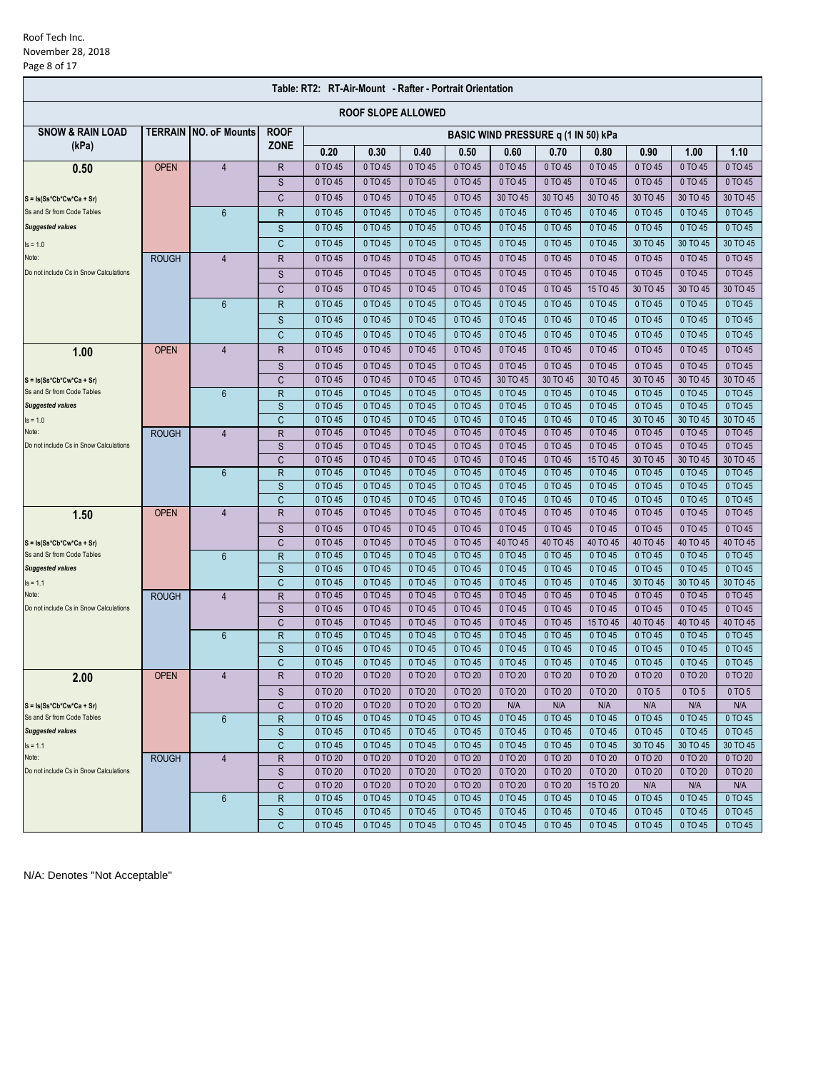Roof Tech Inc.
November 28, 2018

| Table: RT2: RT-Air-Mount - Rafter - Portrait Orientation | | | | | | | | | | | | | |
|---|---|---|---|---|---|---|---|---|---|---|---|---|---|
| ROOF SLOPE ALLOWED | | | | | | | | | | | | | |
| SNOW & RAIN LOAD (kPa) | TERRAIN | NO. oF Mounts | ROOF ZONE | BASIC WIND PRESSURE q (1 IN 50) kPa | | | | | | | | | |
| | | | | 0.20 | 0.30 | 0.40 | 0.50 | 0.60 | 0.70 | 0.80 | 0.90 | 1.00 | 1.10 |
| **0.50** | OPEN | 4 | R | 0 TO 45 | 0 TO 45 | 0 TO 45 | 0 TO 45 | 0 TO 45 | 0 TO 45 | 0 TO 45 | 0 TO 45 | 0 TO 45 | 0 TO 45 |
| | | | S | 0 TO 45 | 0 TO 45 | 0 TO 45 | 0 TO 45 | 0 TO 45 | 0 TO 45 | 0 TO 45 | 0 TO 45 | 0 TO 45 | 0 TO 45 |
| S = Is(Ss*Cb*Cw*Ca + Sr) | | | C | 0 TO 45 | 0 TO 45 | 0 TO 45 | 0 TO 45 | 30 TO 45 | 30 TO 45 | 30 TO 45 | 30 TO 45 | 30 TO 45 | 30 TO 45 |
| Ss and Sr from Code Tables | | 6 | R | 0 TO 45 | 0 TO 45 | 0 TO 45 | 0 TO 45 | 0 TO 45 | 0 TO 45 | 0 TO 45 | 0 TO 45 | 0 TO 45 | 0 TO 45 |
| *Suggested values* | | | S | 0 TO 45 | 0 TO 45 | 0 TO 45 | 0 TO 45 | 0 TO 45 | 0 TO 45 | 0 TO 45 | 0 TO 45 | 0 TO 45 | 0 TO 45 |
| Is = 1.0 | | | C | 0 TO 45 | 0 TO 45 | 0 TO 45 | 0 TO 45 | 0 TO 45 | 0 TO 45 | 0 TO 45 | 30 TO 45 | 30 TO 45 | 30 TO 45 |
| Note: | ROUGH | 4 | R | 0 TO 45 | 0 TO 45 | 0 TO 45 | 0 TO 45 | 0 TO 45 | 0 TO 45 | 0 TO 45 | 0 TO 45 | 0 TO 45 | 0 TO 45 |
| Do not include Cs in Snow Calculations | | | S | 0 TO 45 | 0 TO 45 | 0 TO 45 | 0 TO 45 | 0 TO 45 | 0 TO 45 | 0 TO 45 | 0 TO 45 | 0 TO 45 | 0 TO 45 |
| | | | C | 0 TO 45 | 0 TO 45 | 0 TO 45 | 0 TO 45 | 0 TO 45 | 0 TO 45 | 15 TO 45 | 30 TO 45 | 30 TO 45 | 30 TO 45 |
| | | 6 | R | 0 TO 45 | 0 TO 45 | 0 TO 45 | 0 TO 45 | 0 TO 45 | 0 TO 45 | 0 TO 45 | 0 TO 45 | 0 TO 45 | 0 TO 45 |
| | | | S | 0 TO 45 | 0 TO 45 | 0 TO 45 | 0 TO 45 | 0 TO 45 | 0 TO 45 | 0 TO 45 | 0 TO 45 | 0 TO 45 | 0 TO 45 |
| | | | C | 0 TO 45 | 0 TO 45 | 0 TO 45 | 0 TO 45 | 0 TO 45 | 0 TO 45 | 0 TO 45 | 0 TO 45 | 0 TO 45 | 0 TO 45 |
| **1.00** | OPEN | 4 | R | 0 TO 45 | 0 TO 45 | 0 TO 45 | 0 TO 45 | 0 TO 45 | 0 TO 45 | 0 TO 45 | 0 TO 45 | 0 TO 45 | 0 TO 45 |
| | | | S | 0 TO 45 | 0 TO 45 | 0 TO 45 | 0 TO 45 | 0 TO 45 | 0 TO 45 | 0 TO 45 | 0 TO 45 | 0 TO 45 | 0 TO 45 |
| S = Is(Ss*Cb*Cw*Ca + Sr) | | | C | 0 TO 45 | 0 TO 45 | 0 TO 45 | 0 TO 45 | 30 TO 45 | 30 TO 45 | 30 TO 45 | 30 TO 45 | 30 TO 45 | 30 TO 45 |
| Ss and Sr from Code Tables | | 6 | R | 0 TO 45 | 0 TO 45 | 0 TO 45 | 0 TO 45 | 0 TO 45 | 0 TO 45 | 0 TO 45 | 0 TO 45 | 0 TO 45 | 0 TO 45 |
| *Suggested values* | | | S | 0 TO 45 | 0 TO 45 | 0 TO 45 | 0 TO 45 | 0 TO 45 | 0 TO 45 | 0 TO 45 | 0 TO 45 | 0 TO 45 | 0 TO 45 |
| Is = 1.0 | | | C | 0 TO 45 | 0 TO 45 | 0 TO 45 | 0 TO 45 | 0 TO 45 | 0 TO 45 | 0 TO 45 | 30 TO 45 | 30 TO 45 | 30 TO 45 |
| Note: | ROUGH | 4 | R | 0 TO 45 | 0 TO 45 | 0 TO 45 | 0 TO 45 | 0 TO 45 | 0 TO 45 | 0 TO 45 | 0 TO 45 | 0 TO 45 | 0 TO 45 |
| Do not include Cs in Snow Calculations | | | S | 0 TO 45 | 0 TO 45 | 0 TO 45 | 0 TO 45 | 0 TO 45 | 0 TO 45 | 0 TO 45 | 0 TO 45 | 0 TO 45 | 0 TO 45 |
| | | | C | 0 TO 45 | 0 TO 45 | 0 TO 45 | 0 TO 45 | 0 TO 45 | 0 TO 45 | 15 TO 45 | 30 TO 45 | 30 TO 45 | 30 TO 45 |
| | | 6 | R | 0 TO 45 | 0 TO 45 | 0 TO 45 | 0 TO 45 | 0 TO 45 | 0 TO 45 | 0 TO 45 | 0 TO 45 | 0 TO 45 | 0 TO 45 |
| | | | S | 0 TO 45 | 0 TO 45 | 0 TO 45 | 0 TO 45 | 0 TO 45 | 0 TO 45 | 0 TO 45 | 0 TO 45 | 0 TO 45 | 0 TO 45 |
| | | | C | 0 TO 45 | 0 TO 45 | 0 TO 45 | 0 TO 45 | 0 TO 45 | 0 TO 45 | 0 TO 45 | 0 TO 45 | 0 TO 45 | 0 TO 45 |
| **1.50** | OPEN | 4 | R | 0 TO 45 | 0 TO 45 | 0 TO 45 | 0 TO 45 | 0 TO 45 | 0 TO 45 | 0 TO 45 | 0 TO 45 | 0 TO 45 | 0 TO 45 |
| | | | S | 0 TO 45 | 0 TO 45 | 0 TO 45 | 0 TO 45 | 0 TO 45 | 0 TO 45 | 0 TO 45 | 0 TO 45 | 0 TO 45 | 0 TO 45 |
| S = Is(Ss*Cb*Cw*Ca + Sr) | | | C | 0 TO 45 | 0 TO 45 | 0 TO 45 | 0 TO 45 | 40 TO 45 | 40 TO 45 | 40 TO 45 | 40 TO 45 | 40 TO 45 | 40 TO 45 |
| Ss and Sr from Code Tables | | 6 | R | 0 TO 45 | 0 TO 45 | 0 TO 45 | 0 TO 45 | 0 TO 45 | 0 TO 45 | 0 TO 45 | 0 TO 45 | 0 TO 45 | 0 TO 45 |
| *Suggested values* | | | S | 0 TO 45 | 0 TO 45 | 0 TO 45 | 0 TO 45 | 0 TO 45 | 0 TO 45 | 0 TO 45 | 0 TO 45 | 0 TO 45 | 0 TO 45 |
| Is = 1.1 | | | C | 0 TO 45 | 0 TO 45 | 0 TO 45 | 0 TO 45 | 0 TO 45 | 0 TO 45 | 0 TO 45 | 30 TO 45 | 30 TO 45 | 30 TO 45 |
| Note: | ROUGH | 4 | R | 0 TO 45 | 0 TO 45 | 0 TO 45 | 0 TO 45 | 0 TO 45 | 0 TO 45 | 0 TO 45 | 0 TO 45 | 0 TO 45 | 0 TO 45 |
| Do not include Cs in Snow Calculations | | | S | 0 TO 45 | 0 TO 45 | 0 TO 45 | 0 TO 45 | 0 TO 45 | 0 TO 45 | 0 TO 45 | 0 TO 45 | 0 TO 45 | 0 TO 45 |
| | | | C | 0 TO 45 | 0 TO 45 | 0 TO 45 | 0 TO 45 | 0 TO 45 | 0 TO 45 | 15 TO 45 | 40 TO 45 | 40 TO 45 | 40 TO 45 |
| | | 6 | R | 0 TO 45 | 0 TO 45 | 0 TO 45 | 0 TO 45 | 0 TO 45 | 0 TO 45 | 0 TO 45 | 0 TO 45 | 0 TO 45 | 0 TO 45 |
| | | | S | 0 TO 45 | 0 TO 45 | 0 TO 45 | 0 TO 45 | 0 TO 45 | 0 TO 45 | 0 TO 45 | 0 TO 45 | 0 TO 45 | 0 TO 45 |
| | | | C | 0 TO 45 | 0 TO 45 | 0 TO 45 | 0 TO 45 | 0 TO 45 | 0 TO 45 | 0 TO 45 | 0 TO 45 | 0 TO 45 | 0 TO 45 |
| **2.00** | OPEN | 4 | R | 0 TO 20 | 0 TO 20 | 0 TO 20 | 0 TO 20 | 0 TO 20 | 0 TO 20 | 0 TO 20 | 0 TO 20 | 0 TO 20 | 0 TO 20 |
| | | | S | 0 TO 20 | 0 TO 20 | 0 TO 20 | 0 TO 20 | 0 TO 20 | 0 TO 20 | 0 TO 20 | 0 TO 5 | 0 TO 5 | 0 TO 5 |
| S = Is(Ss*Cb*Cw*Ca + Sr) | | | C | 0 TO 20 | 0 TO 20 | 0 TO 20 | 0 TO 20 | N/A | N/A | N/A | N/A | N/A | N/A |
| Ss and Sr from Code Tables | | 6 | R | 0 TO 45 | 0 TO 45 | 0 TO 45 | 0 TO 45 | 0 TO 45 | 0 TO 45 | 0 TO 45 | 0 TO 45 | 0 TO 45 | 0 TO 45 |
| *Suggested values* | | | S | 0 TO 45 | 0 TO 45 | 0 TO 45 | 0 TO 45 | 0 TO 45 | 0 TO 45 | 0 TO 45 | 0 TO 45 | 0 TO 45 | 0 TO 45 |
| Is = 1.1 | | | C | 0 TO 45 | 0 TO 45 | 0 TO 45 | 0 TO 45 | 0 TO 45 | 0 TO 45 | 0 TO 45 | 30 TO 45 | 30 TO 45 | 30 TO 45 |
| Note: | ROUGH | 4 | R | 0 TO 20 | 0 TO 20 | 0 TO 20 | 0 TO 20 | 0 TO 20 | 0 TO 20 | 0 TO 20 | 0 TO 20 | 0 TO 20 | 0 TO 20 |
| Do not include Cs in Snow Calculations | | | S | 0 TO 20 | 0 TO 20 | 0 TO 20 | 0 TO 20 | 0 TO 20 | 0 TO 20 | 0 TO 20 | 0 TO 20 | 0 TO 20 | 0 TO 20 |
| | | | C | 0 TO 20 | 0 TO 20 | 0 TO 20 | 0 TO 20 | 0 TO 20 | 0 TO 20 | 15 TO 20 | N/A | N/A | N/A |
| | | 6 | R | 0 TO 45 | 0 TO 45 | 0 TO 45 | 0 TO 45 | 0 TO 45 | 0 TO 45 | 0 TO 45 | 0 TO 45 | 0 TO 45 | 0 TO 45 |
| | | | S | 0 TO 45 | 0 TO 45 | 0 TO 45 | 0 TO 45 | 0 TO 45 | 0 TO 45 | 0 TO 45 | 0 TO 45 | 0 TO 45 | 0 TO 45 |
| | | | C | 0 TO 45 | 0 TO 45 | 0 TO 45 | 0 TO 45 | 0 TO 45 | 0 TO 45 | 0 TO 45 | 0 TO 45 | 0 TO 45 | 0 TO 45 |

N/A: Denotes "Not Acceptable"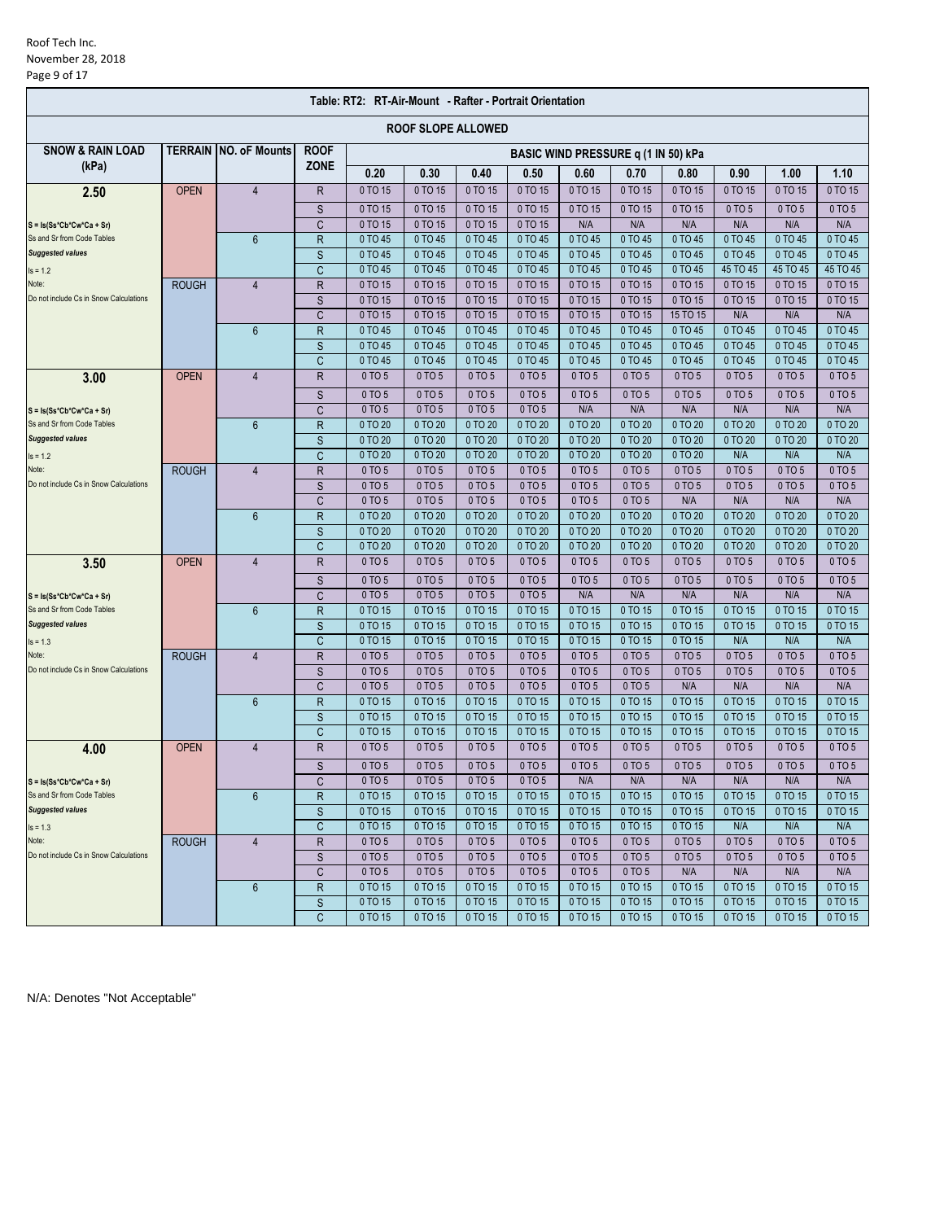**Table: RT2: RT-Air-Mount - Rafter - Portrait Orientation**

**ROOF SLOPE ALLOWED**

| SNOW & RAIN LOAD (kPa) | TERRAIN | NO. oF Mounts | ROOF ZONE | BASIC WIND PRESSURE q (1 IN 50) kPa | | | | | | | | | |
|---|---|---|---|---|---|---|---|---|---|---|---|---|---|
| | | | | 0.20 | 0.30 | 0.40 | 0.50 | 0.60 | 0.70 | 0.80 | 0.90 | 1.00 | 1.10 |
| **2.50** | OPEN | 4 | R | 0 TO 15 | 0 TO 15 | 0 TO 15 | 0 TO 15 | 0 TO 15 | 0 TO 15 | 0 TO 15 | 0 TO 15 | 0 TO 15 | 0 TO 15 |
| | | | S | 0 TO 15 | 0 TO 15 | 0 TO 15 | 0 TO 15 | 0 TO 15 | 0 TO 15 | 0 TO 15 | 0 TO 5 | 0 TO 5 | 0 TO 5 |
| S = Is(Ss*Cb*Cw*Ca + Sr) | | | C | 0 TO 15 | 0 TO 15 | 0 TO 15 | 0 TO 15 | N/A | N/A | N/A | N/A | N/A | N/A |
| Ss and Sr from Code Tables | | 6 | R | 0 TO 45 | 0 TO 45 | 0 TO 45 | 0 TO 45 | 0 TO 45 | 0 TO 45 | 0 TO 45 | 0 TO 45 | 0 TO 45 | 0 TO 45 |
| *Suggested values* | | | S | 0 TO 45 | 0 TO 45 | 0 TO 45 | 0 TO 45 | 0 TO 45 | 0 TO 45 | 0 TO 45 | 0 TO 45 | 0 TO 45 | 0 TO 45 |
| Is = 1.2 | | | C | 0 TO 45 | 0 TO 45 | 0 TO 45 | 0 TO 45 | 0 TO 45 | 0 TO 45 | 0 TO 45 | 45 TO 45 | 45 TO 45 | 45 TO 45 |
| Note: | ROUGH | 4 | R | 0 TO 15 | 0 TO 15 | 0 TO 15 | 0 TO 15 | 0 TO 15 | 0 TO 15 | 0 TO 15 | 0 TO 15 | 0 TO 15 | 0 TO 15 |
| Do not include Cs in Snow Calculations | | | S | 0 TO 15 | 0 TO 15 | 0 TO 15 | 0 TO 15 | 0 TO 15 | 0 TO 15 | 0 TO 15 | 0 TO 15 | 0 TO 15 | 0 TO 15 |
| | | | C | 0 TO 15 | 0 TO 15 | 0 TO 15 | 0 TO 15 | 0 TO 15 | 0 TO 15 | 15 TO 15 | N/A | N/A | N/A |
| | | 6 | R | 0 TO 45 | 0 TO 45 | 0 TO 45 | 0 TO 45 | 0 TO 45 | 0 TO 45 | 0 TO 45 | 0 TO 45 | 0 TO 45 | 0 TO 45 |
| | | | S | 0 TO 45 | 0 TO 45 | 0 TO 45 | 0 TO 45 | 0 TO 45 | 0 TO 45 | 0 TO 45 | 0 TO 45 | 0 TO 45 | 0 TO 45 |
| | | | C | 0 TO 45 | 0 TO 45 | 0 TO 45 | 0 TO 45 | 0 TO 45 | 0 TO 45 | 0 TO 45 | 0 TO 45 | 0 TO 45 | 0 TO 45 |
| **3.00** | OPEN | 4 | R | 0 TO 5 | 0 TO 5 | 0 TO 5 | 0 TO 5 | 0 TO 5 | 0 TO 5 | 0 TO 5 | 0 TO 5 | 0 TO 5 | 0 TO 5 |
| | | | S | 0 TO 5 | 0 TO 5 | 0 TO 5 | 0 TO 5 | 0 TO 5 | 0 TO 5 | 0 TO 5 | 0 TO 5 | 0 TO 5 | 0 TO 5 |
| S = Is(Ss*Cb*Cw*Ca + Sr) | | | C | 0 TO 5 | 0 TO 5 | 0 TO 5 | 0 TO 5 | N/A | N/A | N/A | N/A | N/A | N/A |
| Ss and Sr from Code Tables | | 6 | R | 0 TO 20 | 0 TO 20 | 0 TO 20 | 0 TO 20 | 0 TO 20 | 0 TO 20 | 0 TO 20 | 0 TO 20 | 0 TO 20 | 0 TO 20 |
| *Suggested values* | | | S | 0 TO 20 | 0 TO 20 | 0 TO 20 | 0 TO 20 | 0 TO 20 | 0 TO 20 | 0 TO 20 | 0 TO 20 | 0 TO 20 | 0 TO 20 |
| Is = 1.2 | | | C | 0 TO 20 | 0 TO 20 | 0 TO 20 | 0 TO 20 | 0 TO 20 | 0 TO 20 | 0 TO 20 | N/A | N/A | N/A |
| Note: | ROUGH | 4 | R | 0 TO 5 | 0 TO 5 | 0 TO 5 | 0 TO 5 | 0 TO 5 | 0 TO 5 | 0 TO 5 | 0 TO 5 | 0 TO 5 | 0 TO 5 |
| Do not include Cs in Snow Calculations | | | S | 0 TO 5 | 0 TO 5 | 0 TO 5 | 0 TO 5 | 0 TO 5 | 0 TO 5 | 0 TO 5 | 0 TO 5 | 0 TO 5 | 0 TO 5 |
| | | | C | 0 TO 5 | 0 TO 5 | 0 TO 5 | 0 TO 5 | 0 TO 5 | 0 TO 5 | N/A | N/A | N/A | N/A |
| | | 6 | R | 0 TO 20 | 0 TO 20 | 0 TO 20 | 0 TO 20 | 0 TO 20 | 0 TO 20 | 0 TO 20 | 0 TO 20 | 0 TO 20 | 0 TO 20 |
| | | | S | 0 TO 20 | 0 TO 20 | 0 TO 20 | 0 TO 20 | 0 TO 20 | 0 TO 20 | 0 TO 20 | 0 TO 20 | 0 TO 20 | 0 TO 20 |
| | | | C | 0 TO 20 | 0 TO 20 | 0 TO 20 | 0 TO 20 | 0 TO 20 | 0 TO 20 | 0 TO 20 | 0 TO 20 | 0 TO 20 | 0 TO 20 |
| **3.50** | OPEN | 4 | R | 0 TO 5 | 0 TO 5 | 0 TO 5 | 0 TO 5 | 0 TO 5 | 0 TO 5 | 0 TO 5 | 0 TO 5 | 0 TO 5 | 0 TO 5 |
| | | | S | 0 TO 5 | 0 TO 5 | 0 TO 5 | 0 TO 5 | 0 TO 5 | 0 TO 5 | 0 TO 5 | 0 TO 5 | 0 TO 5 | 0 TO 5 |
| S = Is(Ss*Cb*Cw*Ca + Sr) | | | C | 0 TO 5 | 0 TO 5 | 0 TO 5 | 0 TO 5 | N/A | N/A | N/A | N/A | N/A | N/A |
| Ss and Sr from Code Tables | | 6 | R | 0 TO 15 | 0 TO 15 | 0 TO 15 | 0 TO 15 | 0 TO 15 | 0 TO 15 | 0 TO 15 | 0 TO 15 | 0 TO 15 | 0 TO 15 |
| *Suggested values* | | | S | 0 TO 15 | 0 TO 15 | 0 TO 15 | 0 TO 15 | 0 TO 15 | 0 TO 15 | 0 TO 15 | 0 TO 15 | 0 TO 15 | 0 TO 15 |
| Is = 1.3 | | | C | 0 TO 15 | 0 TO 15 | 0 TO 15 | 0 TO 15 | 0 TO 15 | 0 TO 15 | 0 TO 15 | N/A | N/A | N/A |
| Note: | ROUGH | 4 | R | 0 TO 5 | 0 TO 5 | 0 TO 5 | 0 TO 5 | 0 TO 5 | 0 TO 5 | 0 TO 5 | 0 TO 5 | 0 TO 5 | 0 TO 5 |
| Do not include Cs in Snow Calculations | | | S | 0 TO 5 | 0 TO 5 | 0 TO 5 | 0 TO 5 | 0 TO 5 | 0 TO 5 | 0 TO 5 | 0 TO 5 | 0 TO 5 | 0 TO 5 |
| | | | C | 0 TO 5 | 0 TO 5 | 0 TO 5 | 0 TO 5 | 0 TO 5 | 0 TO 5 | N/A | N/A | N/A | N/A |
| | | 6 | R | 0 TO 15 | 0 TO 15 | 0 TO 15 | 0 TO 15 | 0 TO 15 | 0 TO 15 | 0 TO 15 | 0 TO 15 | 0 TO 15 | 0 TO 15 |
| | | | S | 0 TO 15 | 0 TO 15 | 0 TO 15 | 0 TO 15 | 0 TO 15 | 0 TO 15 | 0 TO 15 | 0 TO 15 | 0 TO 15 | 0 TO 15 |
| | | | C | 0 TO 15 | 0 TO 15 | 0 TO 15 | 0 TO 15 | 0 TO 15 | 0 TO 15 | 0 TO 15 | 0 TO 15 | 0 TO 15 | 0 TO 15 |
| **4.00** | OPEN | 4 | R | 0 TO 5 | 0 TO 5 | 0 TO 5 | 0 TO 5 | 0 TO 5 | 0 TO 5 | 0 TO 5 | 0 TO 5 | 0 TO 5 | 0 TO 5 |
| | | | S | 0 TO 5 | 0 TO 5 | 0 TO 5 | 0 TO 5 | 0 TO 5 | 0 TO 5 | 0 TO 5 | 0 TO 5 | 0 TO 5 | 0 TO 5 |
| S = Is(Ss*Cb*Cw*Ca + Sr) | | | C | 0 TO 5 | 0 TO 5 | 0 TO 5 | 0 TO 5 | N/A | N/A | N/A | N/A | N/A | N/A |
| Ss and Sr from Code Tables | | 6 | R | 0 TO 15 | 0 TO 15 | 0 TO 15 | 0 TO 15 | 0 TO 15 | 0 TO 15 | 0 TO 15 | 0 TO 15 | 0 TO 15 | 0 TO 15 |
| *Suggested values* | | | S | 0 TO 15 | 0 TO 15 | 0 TO 15 | 0 TO 15 | 0 TO 15 | 0 TO 15 | 0 TO 15 | 0 TO 15 | 0 TO 15 | 0 TO 15 |
| Is = 1.3 | | | C | 0 TO 15 | 0 TO 15 | 0 TO 15 | 0 TO 15 | 0 TO 15 | 0 TO 15 | 0 TO 15 | N/A | N/A | N/A |
| Note: | ROUGH | 4 | R | 0 TO 5 | 0 TO 5 | 0 TO 5 | 0 TO 5 | 0 TO 5 | 0 TO 5 | 0 TO 5 | 0 TO 5 | 0 TO 5 | 0 TO 5 |
| Do not include Cs in Snow Calculations | | | S | 0 TO 5 | 0 TO 5 | 0 TO 5 | 0 TO 5 | 0 TO 5 | 0 TO 5 | 0 TO 5 | 0 TO 5 | 0 TO 5 | 0 TO 5 |
| | | | C | 0 TO 5 | 0 TO 5 | 0 TO 5 | 0 TO 5 | 0 TO 5 | 0 TO 5 | N/A | N/A | N/A | N/A |
| | | 6 | R | 0 TO 15 | 0 TO 15 | 0 TO 15 | 0 TO 15 | 0 TO 15 | 0 TO 15 | 0 TO 15 | 0 TO 15 | 0 TO 15 | 0 TO 15 |
| | | | S | 0 TO 15 | 0 TO 15 | 0 TO 15 | 0 TO 15 | 0 TO 15 | 0 TO 15 | 0 TO 15 | 0 TO 15 | 0 TO 15 | 0 TO 15 |
| | | | C | 0 TO 15 | 0 TO 15 | 0 TO 15 | 0 TO 15 | 0 TO 15 | 0 TO 15 | 0 TO 15 | 0 TO 15 | 0 TO 15 | 0 TO 15 |

N/A: Denotes "Not Acceptable"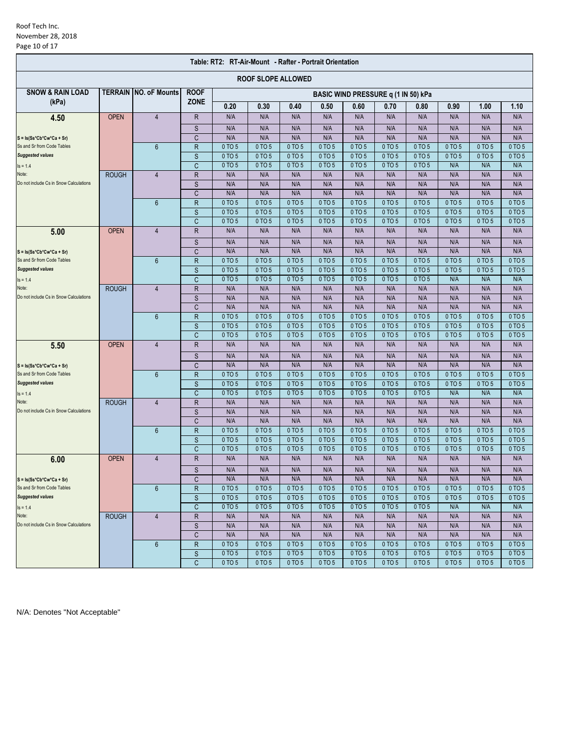Roof Tech Inc.
November 28, 2018

**Table: RT2: RT-Air-Mount - Rafter - Portrait Orientation**

**ROOF SLOPE ALLOWED**

| SNOW & RAIN LOAD (kPa) | TERRAIN | NO. oF Mounts | ROOF ZONE | BASIC WIND PRESSURE q (1 IN 50) kPa | | | | | | | | | |
|---|---|---|---|---|---|---|---|---|---|---|---|---|---|
| | | | | 0.20 | 0.30 | 0.40 | 0.50 | 0.60 | 0.70 | 0.80 | 0.90 | 1.00 | 1.10 |
| **4.50** | OPEN | 4 | R | N/A | N/A | N/A | N/A | N/A | N/A | N/A | N/A | N/A | N/A |
| | | | S | N/A | N/A | N/A | N/A | N/A | N/A | N/A | N/A | N/A | N/A |
| S = Is(Ss*Cb*Cw*Ca + Sr) | | | C | N/A | N/A | N/A | N/A | N/A | N/A | N/A | N/A | N/A | N/A |
| Ss and Sr from Code Tables | | 6 | R | 0 TO 5 | 0 TO 5 | 0 TO 5 | 0 TO 5 | 0 TO 5 | 0 TO 5 | 0 TO 5 | 0 TO 5 | 0 TO 5 | 0 TO 5 |
| *Suggested values* | | | S | 0 TO 5 | 0 TO 5 | 0 TO 5 | 0 TO 5 | 0 TO 5 | 0 TO 5 | 0 TO 5 | 0 TO 5 | 0 TO 5 | 0 TO 5 |
| Is = 1.4 | | | C | 0 TO 5 | 0 TO 5 | 0 TO 5 | 0 TO 5 | 0 TO 5 | 0 TO 5 | 0 TO 5 | N/A | N/A | N/A |
| Note: | ROUGH | 4 | R | N/A | N/A | N/A | N/A | N/A | N/A | N/A | N/A | N/A | N/A |
| Do not include Cs in Snow Calculations | | | S | N/A | N/A | N/A | N/A | N/A | N/A | N/A | N/A | N/A | N/A |
| | | | C | N/A | N/A | N/A | N/A | N/A | N/A | N/A | N/A | N/A | N/A |
| | | 6 | R | 0 TO 5 | 0 TO 5 | 0 TO 5 | 0 TO 5 | 0 TO 5 | 0 TO 5 | 0 TO 5 | 0 TO 5 | 0 TO 5 | 0 TO 5 |
| | | | S | 0 TO 5 | 0 TO 5 | 0 TO 5 | 0 TO 5 | 0 TO 5 | 0 TO 5 | 0 TO 5 | 0 TO 5 | 0 TO 5 | 0 TO 5 |
| | | | C | 0 TO 5 | 0 TO 5 | 0 TO 5 | 0 TO 5 | 0 TO 5 | 0 TO 5 | 0 TO 5 | 0 TO 5 | 0 TO 5 | 0 TO 5 |
| **5.00** | OPEN | 4 | R | N/A | N/A | N/A | N/A | N/A | N/A | N/A | N/A | N/A | N/A |
| | | | S | N/A | N/A | N/A | N/A | N/A | N/A | N/A | N/A | N/A | N/A |
| S = Is(Ss*Cb*Cw*Ca + Sr) | | | C | N/A | N/A | N/A | N/A | N/A | N/A | N/A | N/A | N/A | N/A |
| Ss and Sr from Code Tables | | 6 | R | 0 TO 5 | 0 TO 5 | 0 TO 5 | 0 TO 5 | 0 TO 5 | 0 TO 5 | 0 TO 5 | 0 TO 5 | 0 TO 5 | 0 TO 5 |
| *Suggested values* | | | S | 0 TO 5 | 0 TO 5 | 0 TO 5 | 0 TO 5 | 0 TO 5 | 0 TO 5 | 0 TO 5 | 0 TO 5 | 0 TO 5 | 0 TO 5 |
| Is = 1.4 | | | C | 0 TO 5 | 0 TO 5 | 0 TO 5 | 0 TO 5 | 0 TO 5 | 0 TO 5 | 0 TO 5 | N/A | N/A | N/A |
| Note: | ROUGH | 4 | R | N/A | N/A | N/A | N/A | N/A | N/A | N/A | N/A | N/A | N/A |
| Do not include Cs in Snow Calculations | | | S | N/A | N/A | N/A | N/A | N/A | N/A | N/A | N/A | N/A | N/A |
| | | | C | N/A | N/A | N/A | N/A | N/A | N/A | N/A | N/A | N/A | N/A |
| | | 6 | R | 0 TO 5 | 0 TO 5 | 0 TO 5 | 0 TO 5 | 0 TO 5 | 0 TO 5 | 0 TO 5 | 0 TO 5 | 0 TO 5 | 0 TO 5 |
| | | | S | 0 TO 5 | 0 TO 5 | 0 TO 5 | 0 TO 5 | 0 TO 5 | 0 TO 5 | 0 TO 5 | 0 TO 5 | 0 TO 5 | 0 TO 5 |
| | | | C | 0 TO 5 | 0 TO 5 | 0 TO 5 | 0 TO 5 | 0 TO 5 | 0 TO 5 | 0 TO 5 | 0 TO 5 | 0 TO 5 | 0 TO 5 |
| **5.50** | OPEN | 4 | R | N/A | N/A | N/A | N/A | N/A | N/A | N/A | N/A | N/A | N/A |
| | | | S | N/A | N/A | N/A | N/A | N/A | N/A | N/A | N/A | N/A | N/A |
| S = Is(Ss*Cb*Cw*Ca + Sr) | | | C | N/A | N/A | N/A | N/A | N/A | N/A | N/A | N/A | N/A | N/A |
| Ss and Sr from Code Tables | | 6 | R | 0 TO 5 | 0 TO 5 | 0 TO 5 | 0 TO 5 | 0 TO 5 | 0 TO 5 | 0 TO 5 | 0 TO 5 | 0 TO 5 | 0 TO 5 |
| *Suggested values* | | | S | 0 TO 5 | 0 TO 5 | 0 TO 5 | 0 TO 5 | 0 TO 5 | 0 TO 5 | 0 TO 5 | 0 TO 5 | 0 TO 5 | 0 TO 5 |
| Is = 1.4 | | | C | 0 TO 5 | 0 TO 5 | 0 TO 5 | 0 TO 5 | 0 TO 5 | 0 TO 5 | 0 TO 5 | N/A | N/A | N/A |
| Note: | ROUGH | 4 | R | N/A | N/A | N/A | N/A | N/A | N/A | N/A | N/A | N/A | N/A |
| Do not include Cs in Snow Calculations | | | S | N/A | N/A | N/A | N/A | N/A | N/A | N/A | N/A | N/A | N/A |
| | | | C | N/A | N/A | N/A | N/A | N/A | N/A | N/A | N/A | N/A | N/A |
| | | 6 | R | 0 TO 5 | 0 TO 5 | 0 TO 5 | 0 TO 5 | 0 TO 5 | 0 TO 5 | 0 TO 5 | 0 TO 5 | 0 TO 5 | 0 TO 5 |
| | | | S | 0 TO 5 | 0 TO 5 | 0 TO 5 | 0 TO 5 | 0 TO 5 | 0 TO 5 | 0 TO 5 | 0 TO 5 | 0 TO 5 | 0 TO 5 |
| | | | C | 0 TO 5 | 0 TO 5 | 0 TO 5 | 0 TO 5 | 0 TO 5 | 0 TO 5 | 0 TO 5 | 0 TO 5 | 0 TO 5 | 0 TO 5 |
| **6.00** | OPEN | 4 | R | N/A | N/A | N/A | N/A | N/A | N/A | N/A | N/A | N/A | N/A |
| | | | S | N/A | N/A | N/A | N/A | N/A | N/A | N/A | N/A | N/A | N/A |
| S = Is(Ss*Cb*Cw*Ca + Sr) | | | C | N/A | N/A | N/A | N/A | N/A | N/A | N/A | N/A | N/A | N/A |
| Ss and Sr from Code Tables | | 6 | R | 0 TO 5 | 0 TO 5 | 0 TO 5 | 0 TO 5 | 0 TO 5 | 0 TO 5 | 0 TO 5 | 0 TO 5 | 0 TO 5 | 0 TO 5 |
| *Suggested values* | | | S | 0 TO 5 | 0 TO 5 | 0 TO 5 | 0 TO 5 | 0 TO 5 | 0 TO 5 | 0 TO 5 | 0 TO 5 | 0 TO 5 | 0 TO 5 |
| Is = 1.4 | | | C | 0 TO 5 | 0 TO 5 | 0 TO 5 | 0 TO 5 | 0 TO 5 | 0 TO 5 | 0 TO 5 | N/A | N/A | N/A |
| Note: | ROUGH | 4 | R | N/A | N/A | N/A | N/A | N/A | N/A | N/A | N/A | N/A | N/A |
| Do not include Cs in Snow Calculations | | | S | N/A | N/A | N/A | N/A | N/A | N/A | N/A | N/A | N/A | N/A |
| | | | C | N/A | N/A | N/A | N/A | N/A | N/A | N/A | N/A | N/A | N/A |
| | | 6 | R | 0 TO 5 | 0 TO 5 | 0 TO 5 | 0 TO 5 | 0 TO 5 | 0 TO 5 | 0 TO 5 | 0 TO 5 | 0 TO 5 | 0 TO 5 |
| | | | S | 0 TO 5 | 0 TO 5 | 0 TO 5 | 0 TO 5 | 0 TO 5 | 0 TO 5 | 0 TO 5 | 0 TO 5 | 0 TO 5 | 0 TO 5 |
| | | | C | 0 TO 5 | 0 TO 5 | 0 TO 5 | 0 TO 5 | 0 TO 5 | 0 TO 5 | 0 TO 5 | 0 TO 5 | 0 TO 5 | 0 TO 5 |

N/A: Denotes "Not Acceptable"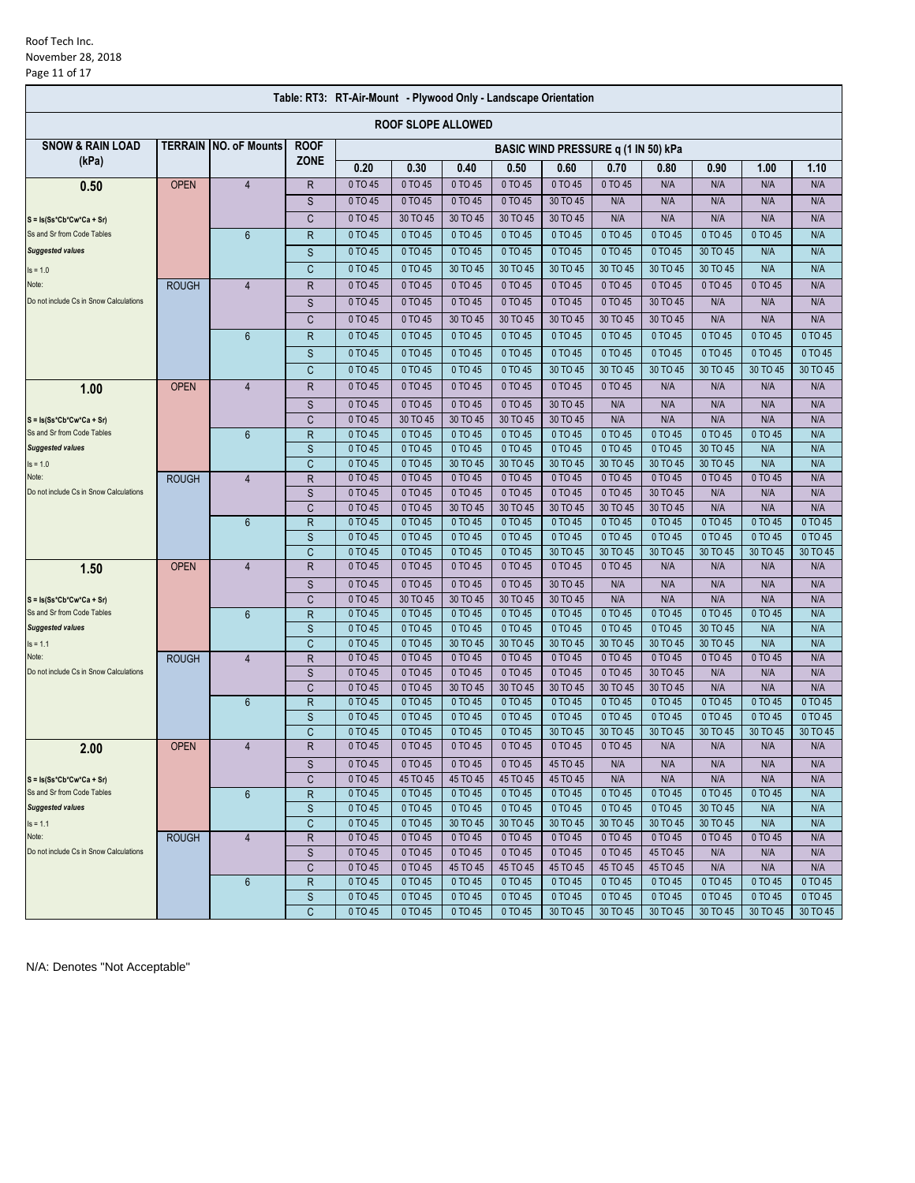## Table: RT3: RT-Air-Mount - Plywood Only - Landscape Orientation

**ROOF SLOPE ALLOWED**

| SNOW & RAIN LOAD (kPa) | TERRAIN | NO. oF Mounts | ROOF ZONE | BASIC WIND PRESSURE q (1 IN 50) kPa | | | | | | | | | |
|---|---|---|---|---|---|---|---|---|---|---|---|---|---|
| | | | | 0.20 | 0.30 | 0.40 | 0.50 | 0.60 | 0.70 | 0.80 | 0.90 | 1.00 | 1.10 |
| **0.50** | OPEN | 4 | R | 0 TO 45 | 0 TO 45 | 0 TO 45 | 0 TO 45 | 0 TO 45 | 0 TO 45 | N/A | N/A | N/A | N/A |
| | | | S | 0 TO 45 | 0 TO 45 | 0 TO 45 | 0 TO 45 | 30 TO 45 | N/A | N/A | N/A | N/A | N/A |
| S = Is(Ss\*Cb\*Cw\*Ca + Sr) | | | C | 0 TO 45 | 30 TO 45 | 30 TO 45 | 30 TO 45 | 30 TO 45 | N/A | N/A | N/A | N/A | N/A |
| Ss and Sr from Code Tables | | 6 | R | 0 TO 45 | 0 TO 45 | 0 TO 45 | 0 TO 45 | 0 TO 45 | 0 TO 45 | 0 TO 45 | 0 TO 45 | 0 TO 45 | N/A |
| *Suggested values* | | | S | 0 TO 45 | 0 TO 45 | 0 TO 45 | 0 TO 45 | 0 TO 45 | 0 TO 45 | 0 TO 45 | 30 TO 45 | N/A | N/A |
| Is = 1.0 | | | C | 0 TO 45 | 0 TO 45 | 30 TO 45 | 30 TO 45 | 30 TO 45 | 30 TO 45 | 30 TO 45 | 30 TO 45 | N/A | N/A |
| Note: | ROUGH | 4 | R | 0 TO 45 | 0 TO 45 | 0 TO 45 | 0 TO 45 | 0 TO 45 | 0 TO 45 | 0 TO 45 | 0 TO 45 | 0 TO 45 | N/A |
| Do not include Cs in Snow Calculations | | | S | 0 TO 45 | 0 TO 45 | 0 TO 45 | 0 TO 45 | 0 TO 45 | 0 TO 45 | 30 TO 45 | N/A | N/A | N/A |
| | | | C | 0 TO 45 | 0 TO 45 | 30 TO 45 | 30 TO 45 | 30 TO 45 | 30 TO 45 | 30 TO 45 | N/A | N/A | N/A |
| | | 6 | R | 0 TO 45 | 0 TO 45 | 0 TO 45 | 0 TO 45 | 0 TO 45 | 0 TO 45 | 0 TO 45 | 0 TO 45 | 0 TO 45 | 0 TO 45 |
| | | | S | 0 TO 45 | 0 TO 45 | 0 TO 45 | 0 TO 45 | 0 TO 45 | 0 TO 45 | 0 TO 45 | 0 TO 45 | 0 TO 45 | 0 TO 45 |
| | | | C | 0 TO 45 | 0 TO 45 | 0 TO 45 | 0 TO 45 | 30 TO 45 | 30 TO 45 | 30 TO 45 | 30 TO 45 | 30 TO 45 | 30 TO 45 |
| **1.00** | OPEN | 4 | R | 0 TO 45 | 0 TO 45 | 0 TO 45 | 0 TO 45 | 0 TO 45 | 0 TO 45 | N/A | N/A | N/A | N/A |
| | | | S | 0 TO 45 | 0 TO 45 | 0 TO 45 | 0 TO 45 | 30 TO 45 | N/A | N/A | N/A | N/A | N/A |
| S = Is(Ss\*Cb\*Cw\*Ca + Sr) | | | C | 0 TO 45 | 30 TO 45 | 30 TO 45 | 30 TO 45 | 30 TO 45 | N/A | N/A | N/A | N/A | N/A |
| Ss and Sr from Code Tables | | 6 | R | 0 TO 45 | 0 TO 45 | 0 TO 45 | 0 TO 45 | 0 TO 45 | 0 TO 45 | 0 TO 45 | 0 TO 45 | 0 TO 45 | N/A |
| *Suggested values* | | | S | 0 TO 45 | 0 TO 45 | 0 TO 45 | 0 TO 45 | 0 TO 45 | 0 TO 45 | 0 TO 45 | 30 TO 45 | N/A | N/A |
| Is = 1.0 | | | C | 0 TO 45 | 0 TO 45 | 30 TO 45 | 30 TO 45 | 30 TO 45 | 30 TO 45 | 30 TO 45 | 30 TO 45 | N/A | N/A |
| Note: | ROUGH | 4 | R | 0 TO 45 | 0 TO 45 | 0 TO 45 | 0 TO 45 | 0 TO 45 | 0 TO 45 | 0 TO 45 | 0 TO 45 | 0 TO 45 | N/A |
| Do not include Cs in Snow Calculations | | | S | 0 TO 45 | 0 TO 45 | 0 TO 45 | 0 TO 45 | 0 TO 45 | 0 TO 45 | 30 TO 45 | N/A | N/A | N/A |
| | | | C | 0 TO 45 | 0 TO 45 | 30 TO 45 | 30 TO 45 | 30 TO 45 | 30 TO 45 | 30 TO 45 | N/A | N/A | N/A |
| | | 6 | R | 0 TO 45 | 0 TO 45 | 0 TO 45 | 0 TO 45 | 0 TO 45 | 0 TO 45 | 0 TO 45 | 0 TO 45 | 0 TO 45 | 0 TO 45 |
| | | | S | 0 TO 45 | 0 TO 45 | 0 TO 45 | 0 TO 45 | 0 TO 45 | 0 TO 45 | 0 TO 45 | 0 TO 45 | 0 TO 45 | 0 TO 45 |
| | | | C | 0 TO 45 | 0 TO 45 | 0 TO 45 | 0 TO 45 | 30 TO 45 | 30 TO 45 | 30 TO 45 | 30 TO 45 | 30 TO 45 | 30 TO 45 |
| **1.50** | OPEN | 4 | R | 0 TO 45 | 0 TO 45 | 0 TO 45 | 0 TO 45 | 0 TO 45 | 0 TO 45 | N/A | N/A | N/A | N/A |
| | | | S | 0 TO 45 | 0 TO 45 | 0 TO 45 | 0 TO 45 | 30 TO 45 | N/A | N/A | N/A | N/A | N/A |
| S = Is(Ss\*Cb\*Cw\*Ca + Sr) | | | C | 0 TO 45 | 30 TO 45 | 30 TO 45 | 30 TO 45 | 30 TO 45 | N/A | N/A | N/A | N/A | N/A |
| Ss and Sr from Code Tables | | 6 | R | 0 TO 45 | 0 TO 45 | 0 TO 45 | 0 TO 45 | 0 TO 45 | 0 TO 45 | 0 TO 45 | 0 TO 45 | 0 TO 45 | N/A |
| *Suggested values* | | | S | 0 TO 45 | 0 TO 45 | 0 TO 45 | 0 TO 45 | 0 TO 45 | 0 TO 45 | 0 TO 45 | 30 TO 45 | N/A | N/A |
| Is = 1.1 | | | C | 0 TO 45 | 0 TO 45 | 30 TO 45 | 30 TO 45 | 30 TO 45 | 30 TO 45 | 30 TO 45 | 30 TO 45 | N/A | N/A |
| Note: | ROUGH | 4 | R | 0 TO 45 | 0 TO 45 | 0 TO 45 | 0 TO 45 | 0 TO 45 | 0 TO 45 | 0 TO 45 | 0 TO 45 | 0 TO 45 | N/A |
| Do not include Cs in Snow Calculations | | | S | 0 TO 45 | 0 TO 45 | 0 TO 45 | 0 TO 45 | 0 TO 45 | 0 TO 45 | 30 TO 45 | N/A | N/A | N/A |
| | | | C | 0 TO 45 | 0 TO 45 | 30 TO 45 | 30 TO 45 | 30 TO 45 | 30 TO 45 | 30 TO 45 | N/A | N/A | N/A |
| | | 6 | R | 0 TO 45 | 0 TO 45 | 0 TO 45 | 0 TO 45 | 0 TO 45 | 0 TO 45 | 0 TO 45 | 0 TO 45 | 0 TO 45 | 0 TO 45 |
| | | | S | 0 TO 45 | 0 TO 45 | 0 TO 45 | 0 TO 45 | 0 TO 45 | 0 TO 45 | 0 TO 45 | 0 TO 45 | 0 TO 45 | 0 TO 45 |
| | | | C | 0 TO 45 | 0 TO 45 | 0 TO 45 | 0 TO 45 | 30 TO 45 | 30 TO 45 | 30 TO 45 | 30 TO 45 | 30 TO 45 | 30 TO 45 |
| **2.00** | OPEN | 4 | R | 0 TO 45 | 0 TO 45 | 0 TO 45 | 0 TO 45 | 0 TO 45 | 0 TO 45 | N/A | N/A | N/A | N/A |
| | | | S | 0 TO 45 | 0 TO 45 | 0 TO 45 | 0 TO 45 | 45 TO 45 | N/A | N/A | N/A | N/A | N/A |
| S = Is(Ss\*Cb\*Cw\*Ca + Sr) | | | C | 0 TO 45 | 45 TO 45 | 45 TO 45 | 45 TO 45 | 45 TO 45 | N/A | N/A | N/A | N/A | N/A |
| Ss and Sr from Code Tables | | 6 | R | 0 TO 45 | 0 TO 45 | 0 TO 45 | 0 TO 45 | 0 TO 45 | 0 TO 45 | 0 TO 45 | 0 TO 45 | 0 TO 45 | N/A |
| *Suggested values* | | | S | 0 TO 45 | 0 TO 45 | 0 TO 45 | 0 TO 45 | 0 TO 45 | 0 TO 45 | 0 TO 45 | 30 TO 45 | N/A | N/A |
| Is = 1.1 | | | C | 0 TO 45 | 0 TO 45 | 30 TO 45 | 30 TO 45 | 30 TO 45 | 30 TO 45 | 30 TO 45 | 30 TO 45 | N/A | N/A |
| Note: | ROUGH | 4 | R | 0 TO 45 | 0 TO 45 | 0 TO 45 | 0 TO 45 | 0 TO 45 | 0 TO 45 | 0 TO 45 | 0 TO 45 | 0 TO 45 | N/A |
| Do not include Cs in Snow Calculations | | | S | 0 TO 45 | 0 TO 45 | 0 TO 45 | 0 TO 45 | 0 TO 45 | 0 TO 45 | 45 TO 45 | N/A | N/A | N/A |
| | | | C | 0 TO 45 | 0 TO 45 | 45 TO 45 | 45 TO 45 | 45 TO 45 | 45 TO 45 | 45 TO 45 | N/A | N/A | N/A |
| | | 6 | R | 0 TO 45 | 0 TO 45 | 0 TO 45 | 0 TO 45 | 0 TO 45 | 0 TO 45 | 0 TO 45 | 0 TO 45 | 0 TO 45 | 0 TO 45 |
| | | | S | 0 TO 45 | 0 TO 45 | 0 TO 45 | 0 TO 45 | 0 TO 45 | 0 TO 45 | 0 TO 45 | 0 TO 45 | 0 TO 45 | 0 TO 45 |
| | | | C | 0 TO 45 | 0 TO 45 | 0 TO 45 | 0 TO 45 | 30 TO 45 | 30 TO 45 | 30 TO 45 | 30 TO 45 | 30 TO 45 | 30 TO 45 |

N/A: Denotes "Not Acceptable"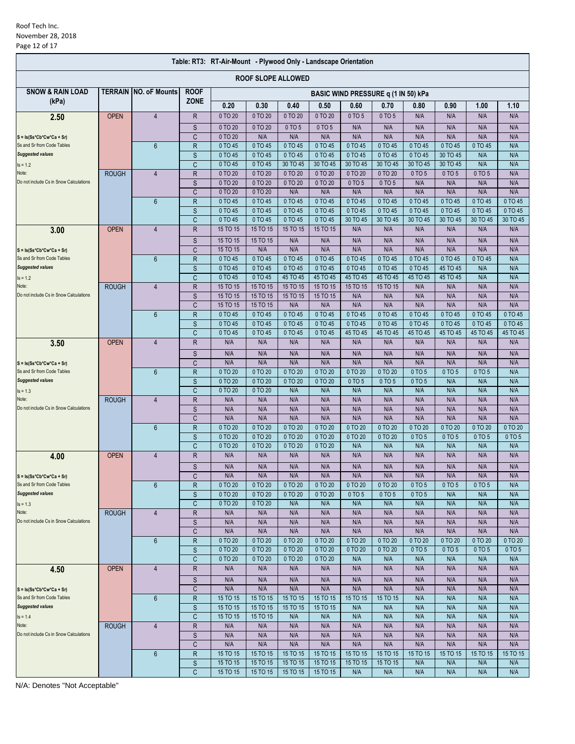Roof Tech Inc.
November 28, 2018

| Table: RT3: RT-Air-Mount - Plywood Only - Landscape Orientation | | | | | | | | | | | | | |
|---|---|---|---|---|---|---|---|---|---|---|---|---|---|
| ROOF SLOPE ALLOWED | | | | | | | | | | | | | |
| SNOW & RAIN LOAD (kPa) | TERRAIN | NO. oF Mounts | ROOF ZONE | BASIC WIND PRESSURE q (1 IN 50) kPa | | | | | | | | | |
| | | | | 0.20 | 0.30 | 0.40 | 0.50 | 0.60 | 0.70 | 0.80 | 0.90 | 1.00 | 1.10 |
| **2.50** | OPEN | 4 | R | 0 TO 20 | 0 TO 20 | 0 TO 20 | 0 TO 20 | 0 TO 5 | 0 TO 5 | N/A | N/A | N/A | N/A |
| | | | S | 0 TO 20 | 0 TO 20 | 0 TO 5 | 0 TO 5 | N/A | N/A | N/A | N/A | N/A | N/A |
| S = Is(Ss*Cb*Cw*Ca + Sr) | | | C | 0 TO 20 | N/A | N/A | N/A | N/A | N/A | N/A | N/A | N/A | N/A |
| Ss and Sr from Code Tables | | 6 | R | 0 TO 45 | 0 TO 45 | 0 TO 45 | 0 TO 45 | 0 TO 45 | 0 TO 45 | 0 TO 45 | 0 TO 45 | 0 TO 45 | N/A |
| *Suggested values* | | | S | 0 TO 45 | 0 TO 45 | 0 TO 45 | 0 TO 45 | 0 TO 45 | 0 TO 45 | 0 TO 45 | 30 TO 45 | N/A | N/A |
| Is = 1.2 | | | C | 0 TO 45 | 0 TO 45 | 30 TO 45 | 30 TO 45 | 30 TO 45 | 30 TO 45 | 30 TO 45 | 30 TO 45 | N/A | N/A |
| Note: | ROUGH | 4 | R | 0 TO 20 | 0 TO 20 | 0 TO 20 | 0 TO 20 | 0 TO 20 | 0 TO 20 | 0 TO 5 | 0 TO 5 | 0 TO 5 | N/A |
| Do not include Cs in Snow Calculations | | | S | 0 TO 20 | 0 TO 20 | 0 TO 20 | 0 TO 20 | 0 TO 5 | 0 TO 5 | N/A | N/A | N/A | N/A |
| | | | C | 0 TO 20 | 0 TO 20 | N/A | N/A | N/A | N/A | N/A | N/A | N/A | N/A |
| | | 6 | R | 0 TO 45 | 0 TO 45 | 0 TO 45 | 0 TO 45 | 0 TO 45 | 0 TO 45 | 0 TO 45 | 0 TO 45 | 0 TO 45 | 0 TO 45 |
| | | | S | 0 TO 45 | 0 TO 45 | 0 TO 45 | 0 TO 45 | 0 TO 45 | 0 TO 45 | 0 TO 45 | 0 TO 45 | 0 TO 45 | 0 TO 45 |
| | | | C | 0 TO 45 | 0 TO 45 | 0 TO 45 | 0 TO 45 | 30 TO 45 | 30 TO 45 | 30 TO 45 | 30 TO 45 | 30 TO 45 | 30 TO 45 |
| **3.00** | OPEN | 4 | R | 15 TO 15 | 15 TO 15 | 15 TO 15 | 15 TO 15 | N/A | N/A | N/A | N/A | N/A | N/A |
| | | | S | 15 TO 15 | 15 TO 15 | N/A | N/A | N/A | N/A | N/A | N/A | N/A | N/A |
| S = Is(Ss*Cb*Cw*Ca + Sr) | | | C | 15 TO 15 | N/A | N/A | N/A | N/A | N/A | N/A | N/A | N/A | N/A |
| Ss and Sr from Code Tables | | 6 | R | 0 TO 45 | 0 TO 45 | 0 TO 45 | 0 TO 45 | 0 TO 45 | 0 TO 45 | 0 TO 45 | 0 TO 45 | 0 TO 45 | N/A |
| *Suggested values* | | | S | 0 TO 45 | 0 TO 45 | 0 TO 45 | 0 TO 45 | 0 TO 45 | 0 TO 45 | 0 TO 45 | 45 TO 45 | N/A | N/A |
| Is = 1.2 | | | C | 0 TO 45 | 0 TO 45 | 45 TO 45 | 45 TO 45 | 45 TO 45 | 45 TO 45 | 45 TO 45 | 45 TO 45 | N/A | N/A |
| Note: | ROUGH | 4 | R | 15 TO 15 | 15 TO 15 | 15 TO 15 | 15 TO 15 | 15 TO 15 | 15 TO 15 | N/A | N/A | N/A | N/A |
| Do not include Cs in Snow Calculations | | | S | 15 TO 15 | 15 TO 15 | 15 TO 15 | 15 TO 15 | N/A | N/A | N/A | N/A | N/A | N/A |
| | | | C | 15 TO 15 | 15 TO 15 | N/A | N/A | N/A | N/A | N/A | N/A | N/A | N/A |
| | | 6 | R | 0 TO 45 | 0 TO 45 | 0 TO 45 | 0 TO 45 | 0 TO 45 | 0 TO 45 | 0 TO 45 | 0 TO 45 | 0 TO 45 | 0 TO 45 |
| | | | S | 0 TO 45 | 0 TO 45 | 0 TO 45 | 0 TO 45 | 0 TO 45 | 0 TO 45 | 0 TO 45 | 0 TO 45 | 0 TO 45 | 0 TO 45 |
| | | | C | 0 TO 45 | 0 TO 45 | 0 TO 45 | 0 TO 45 | 45 TO 45 | 45 TO 45 | 45 TO 45 | 45 TO 45 | 45 TO 45 | 45 TO 45 |
| **3.50** | OPEN | 4 | R | N/A | N/A | N/A | N/A | N/A | N/A | N/A | N/A | N/A | N/A |
| | | | S | N/A | N/A | N/A | N/A | N/A | N/A | N/A | N/A | N/A | N/A |
| S = Is(Ss*Cb*Cw*Ca + Sr) | | | C | N/A | N/A | N/A | N/A | N/A | N/A | N/A | N/A | N/A | N/A |
| Ss and Sr from Code Tables | | 6 | R | 0 TO 20 | 0 TO 20 | 0 TO 20 | 0 TO 20 | 0 TO 20 | 0 TO 20 | 0 TO 5 | 0 TO 5 | 0 TO 5 | N/A |
| *Suggested values* | | | S | 0 TO 20 | 0 TO 20 | 0 TO 20 | 0 TO 20 | 0 TO 5 | 0 TO 5 | 0 TO 5 | N/A | N/A | N/A |
| Is = 1.3 | | | C | 0 TO 20 | 0 TO 20 | N/A | N/A | N/A | N/A | N/A | N/A | N/A | N/A |
| Note: | ROUGH | 4 | R | N/A | N/A | N/A | N/A | N/A | N/A | N/A | N/A | N/A | N/A |
| Do not include Cs in Snow Calculations | | | S | N/A | N/A | N/A | N/A | N/A | N/A | N/A | N/A | N/A | N/A |
| | | | C | N/A | N/A | N/A | N/A | N/A | N/A | N/A | N/A | N/A | N/A |
| | | 6 | R | 0 TO 20 | 0 TO 20 | 0 TO 20 | 0 TO 20 | 0 TO 20 | 0 TO 20 | 0 TO 20 | 0 TO 20 | 0 TO 20 | 0 TO 20 |
| | | | S | 0 TO 20 | 0 TO 20 | 0 TO 20 | 0 TO 20 | 0 TO 20 | 0 TO 20 | 0 TO 5 | 0 TO 5 | 0 TO 5 | 0 TO 5 |
| | | | C | 0 TO 20 | 0 TO 20 | 0 TO 20 | 0 TO 20 | N/A | N/A | N/A | N/A | N/A | N/A |
| **4.00** | OPEN | 4 | R | N/A | N/A | N/A | N/A | N/A | N/A | N/A | N/A | N/A | N/A |
| | | | S | N/A | N/A | N/A | N/A | N/A | N/A | N/A | N/A | N/A | N/A |
| S = Is(Ss*Cb*Cw*Ca + Sr) | | | C | N/A | N/A | N/A | N/A | N/A | N/A | N/A | N/A | N/A | N/A |
| Ss and Sr from Code Tables | | 6 | R | 0 TO 20 | 0 TO 20 | 0 TO 20 | 0 TO 20 | 0 TO 20 | 0 TO 20 | 0 TO 5 | 0 TO 5 | 0 TO 5 | N/A |
| *Suggested values* | | | S | 0 TO 20 | 0 TO 20 | 0 TO 20 | 0 TO 20 | 0 TO 5 | 0 TO 5 | 0 TO 5 | N/A | N/A | N/A |
| Is = 1.3 | | | C | 0 TO 20 | 0 TO 20 | N/A | N/A | N/A | N/A | N/A | N/A | N/A | N/A |
| Note: | ROUGH | 4 | R | N/A | N/A | N/A | N/A | N/A | N/A | N/A | N/A | N/A | N/A |
| Do not include Cs in Snow Calculations | | | S | N/A | N/A | N/A | N/A | N/A | N/A | N/A | N/A | N/A | N/A |
| | | | C | N/A | N/A | N/A | N/A | N/A | N/A | N/A | N/A | N/A | N/A |
| | | 6 | R | 0 TO 20 | 0 TO 20 | 0 TO 20 | 0 TO 20 | 0 TO 20 | 0 TO 20 | 0 TO 20 | 0 TO 20 | 0 TO 20 | 0 TO 20 |
| | | | S | 0 TO 20 | 0 TO 20 | 0 TO 20 | 0 TO 20 | 0 TO 20 | 0 TO 20 | 0 TO 5 | 0 TO 5 | 0 TO 5 | 0 TO 5 |
| | | | C | 0 TO 20 | 0 TO 20 | 0 TO 20 | 0 TO 20 | N/A | N/A | N/A | N/A | N/A | N/A |
| **4.50** | OPEN | 4 | R | N/A | N/A | N/A | N/A | N/A | N/A | N/A | N/A | N/A | N/A |
| | | | S | N/A | N/A | N/A | N/A | N/A | N/A | N/A | N/A | N/A | N/A |
| S = Is(Ss*Cb*Cw*Ca + Sr) | | | C | N/A | N/A | N/A | N/A | N/A | N/A | N/A | N/A | N/A | N/A |
| Ss and Sr from Code Tables | | 6 | R | 15 TO 15 | 15 TO 15 | 15 TO 15 | 15 TO 15 | 15 TO 15 | 15 TO 15 | N/A | N/A | N/A | N/A |
| *Suggested values* | | | S | 15 TO 15 | 15 TO 15 | 15 TO 15 | 15 TO 15 | N/A | N/A | N/A | N/A | N/A | N/A |
| Is = 1.4 | | | C | 15 TO 15 | 15 TO 15 | N/A | N/A | N/A | N/A | N/A | N/A | N/A | N/A |
| Note: | ROUGH | 4 | R | N/A | N/A | N/A | N/A | N/A | N/A | N/A | N/A | N/A | N/A |
| Do not include Cs in Snow Calculations | | | S | N/A | N/A | N/A | N/A | N/A | N/A | N/A | N/A | N/A | N/A |
| | | | C | N/A | N/A | N/A | N/A | N/A | N/A | N/A | N/A | N/A | N/A |
| | | 6 | R | 15 TO 15 | 15 TO 15 | 15 TO 15 | 15 TO 15 | 15 TO 15 | 15 TO 15 | 15 TO 15 | 15 TO 15 | 15 TO 15 | 15 TO 15 |
| | | | S | 15 TO 15 | 15 TO 15 | 15 TO 15 | 15 TO 15 | 15 TO 15 | 15 TO 15 | N/A | N/A | N/A | N/A |
| | | | C | 15 TO 15 | 15 TO 15 | 15 TO 15 | 15 TO 15 | N/A | N/A | N/A | N/A | N/A | N/A |

N/A: Denotes "Not Acceptable"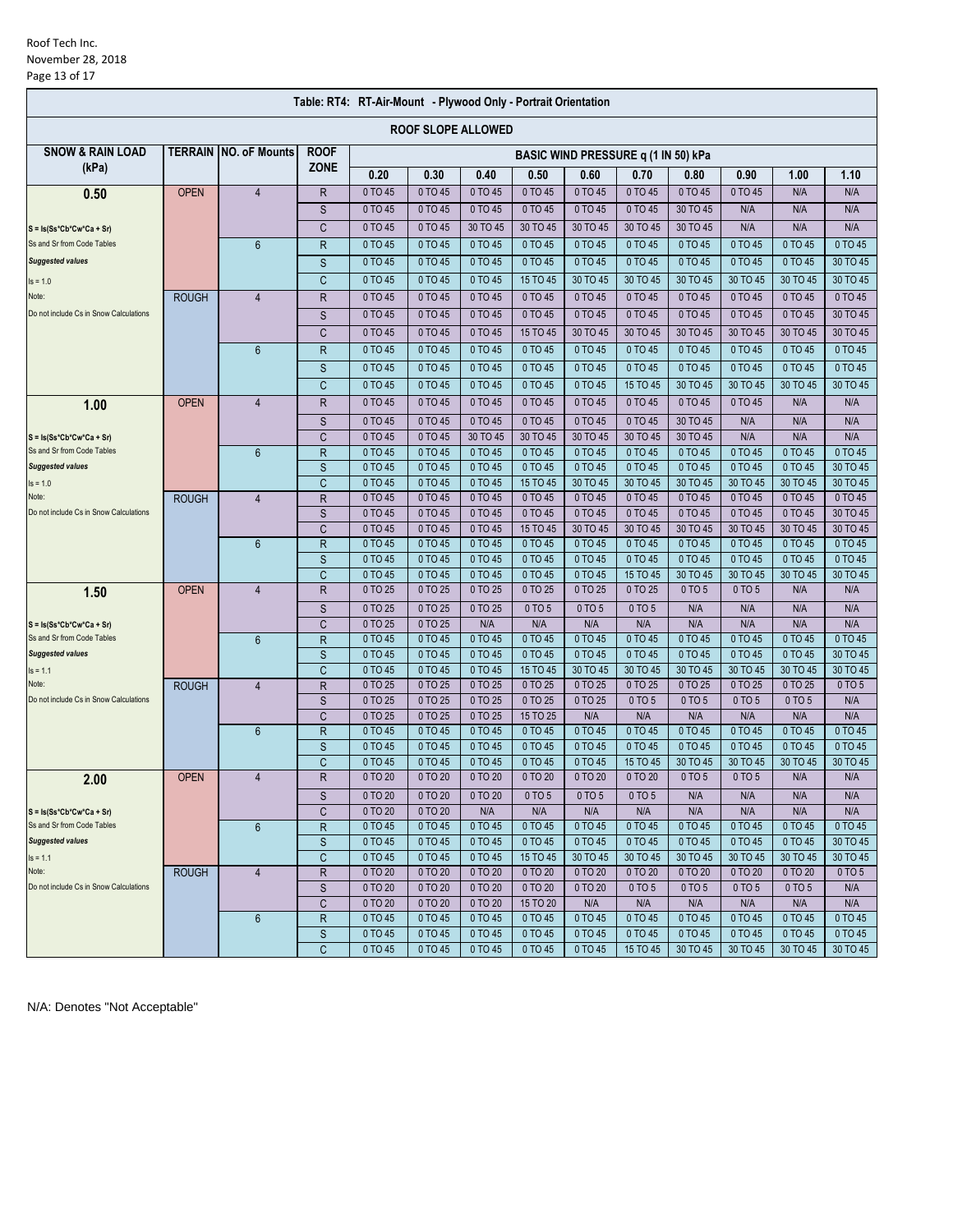## Table: RT4: RT-Air-Mount - Plywood Only - Portrait Orientation

**ROOF SLOPE ALLOWED**

| SNOW & RAIN LOAD (kPa) | TERRAIN | NO. oF Mounts | ROOF ZONE | BASIC WIND PRESSURE q (1 IN 50) kPa | | | | | | | | | |
|---|---|---|---|---|---|---|---|---|---|---|---|---|---|
| | | | | 0.20 | 0.30 | 0.40 | 0.50 | 0.60 | 0.70 | 0.80 | 0.90 | 1.00 | 1.10 |
| **0.50** | OPEN | 4 | R | 0 TO 45 | 0 TO 45 | 0 TO 45 | 0 TO 45 | 0 TO 45 | 0 TO 45 | 0 TO 45 | 0 TO 45 | N/A | N/A |
| | | | S | 0 TO 45 | 0 TO 45 | 0 TO 45 | 0 TO 45 | 0 TO 45 | 0 TO 45 | 30 TO 45 | N/A | N/A | N/A |
| **S = Is(Ss*Cb*Cw*Ca + Sr)** | | | C | 0 TO 45 | 0 TO 45 | 30 TO 45 | 30 TO 45 | 30 TO 45 | 30 TO 45 | 30 TO 45 | N/A | N/A | N/A |
| Ss and Sr from Code Tables | | 6 | R | 0 TO 45 | 0 TO 45 | 0 TO 45 | 0 TO 45 | 0 TO 45 | 0 TO 45 | 0 TO 45 | 0 TO 45 | 0 TO 45 | 0 TO 45 |
| ***Suggested values*** | | | S | 0 TO 45 | 0 TO 45 | 0 TO 45 | 0 TO 45 | 0 TO 45 | 0 TO 45 | 0 TO 45 | 0 TO 45 | 0 TO 45 | 30 TO 45 |
| Is = 1.0 | | | C | 0 TO 45 | 0 TO 45 | 0 TO 45 | 15 TO 45 | 30 TO 45 | 30 TO 45 | 30 TO 45 | 30 TO 45 | 30 TO 45 | 30 TO 45 |
| Note: | ROUGH | 4 | R | 0 TO 45 | 0 TO 45 | 0 TO 45 | 0 TO 45 | 0 TO 45 | 0 TO 45 | 0 TO 45 | 0 TO 45 | 0 TO 45 | 0 TO 45 |
| Do not include Cs in Snow Calculations | | | S | 0 TO 45 | 0 TO 45 | 0 TO 45 | 0 TO 45 | 0 TO 45 | 0 TO 45 | 0 TO 45 | 0 TO 45 | 0 TO 45 | 30 TO 45 |
| | | | C | 0 TO 45 | 0 TO 45 | 0 TO 45 | 15 TO 45 | 30 TO 45 | 30 TO 45 | 30 TO 45 | 30 TO 45 | 30 TO 45 | 30 TO 45 |
| | | 6 | R | 0 TO 45 | 0 TO 45 | 0 TO 45 | 0 TO 45 | 0 TO 45 | 0 TO 45 | 0 TO 45 | 0 TO 45 | 0 TO 45 | 0 TO 45 |
| | | | S | 0 TO 45 | 0 TO 45 | 0 TO 45 | 0 TO 45 | 0 TO 45 | 0 TO 45 | 0 TO 45 | 0 TO 45 | 0 TO 45 | 0 TO 45 |
| | | | C | 0 TO 45 | 0 TO 45 | 0 TO 45 | 0 TO 45 | 0 TO 45 | 15 TO 45 | 30 TO 45 | 30 TO 45 | 30 TO 45 | 30 TO 45 |
| **1.00** | OPEN | 4 | R | 0 TO 45 | 0 TO 45 | 0 TO 45 | 0 TO 45 | 0 TO 45 | 0 TO 45 | 0 TO 45 | 0 TO 45 | N/A | N/A |
| | | | S | 0 TO 45 | 0 TO 45 | 0 TO 45 | 0 TO 45 | 0 TO 45 | 0 TO 45 | 30 TO 45 | N/A | N/A | N/A |
| **S = Is(Ss*Cb*Cw*Ca + Sr)** | | | C | 0 TO 45 | 0 TO 45 | 30 TO 45 | 30 TO 45 | 30 TO 45 | 30 TO 45 | 30 TO 45 | N/A | N/A | N/A |
| Ss and Sr from Code Tables | | 6 | R | 0 TO 45 | 0 TO 45 | 0 TO 45 | 0 TO 45 | 0 TO 45 | 0 TO 45 | 0 TO 45 | 0 TO 45 | 0 TO 45 | 0 TO 45 |
| ***Suggested values*** | | | S | 0 TO 45 | 0 TO 45 | 0 TO 45 | 0 TO 45 | 0 TO 45 | 0 TO 45 | 0 TO 45 | 0 TO 45 | 0 TO 45 | 30 TO 45 |
| Is = 1.0 | | | C | 0 TO 45 | 0 TO 45 | 0 TO 45 | 15 TO 45 | 30 TO 45 | 30 TO 45 | 30 TO 45 | 30 TO 45 | 30 TO 45 | 30 TO 45 |
| Note: | ROUGH | 4 | R | 0 TO 45 | 0 TO 45 | 0 TO 45 | 0 TO 45 | 0 TO 45 | 0 TO 45 | 0 TO 45 | 0 TO 45 | 0 TO 45 | 0 TO 45 |
| Do not include Cs in Snow Calculations | | | S | 0 TO 45 | 0 TO 45 | 0 TO 45 | 0 TO 45 | 0 TO 45 | 0 TO 45 | 0 TO 45 | 0 TO 45 | 0 TO 45 | 30 TO 45 |
| | | | C | 0 TO 45 | 0 TO 45 | 0 TO 45 | 15 TO 45 | 30 TO 45 | 30 TO 45 | 30 TO 45 | 30 TO 45 | 30 TO 45 | 30 TO 45 |
| | | 6 | R | 0 TO 45 | 0 TO 45 | 0 TO 45 | 0 TO 45 | 0 TO 45 | 0 TO 45 | 0 TO 45 | 0 TO 45 | 0 TO 45 | 0 TO 45 |
| | | | S | 0 TO 45 | 0 TO 45 | 0 TO 45 | 0 TO 45 | 0 TO 45 | 0 TO 45 | 0 TO 45 | 0 TO 45 | 0 TO 45 | 0 TO 45 |
| | | | C | 0 TO 45 | 0 TO 45 | 0 TO 45 | 0 TO 45 | 0 TO 45 | 15 TO 45 | 30 TO 45 | 30 TO 45 | 30 TO 45 | 30 TO 45 |
| **1.50** | OPEN | 4 | R | 0 TO 25 | 0 TO 25 | 0 TO 25 | 0 TO 25 | 0 TO 25 | 0 TO 25 | 0 TO 5 | 0 TO 5 | N/A | N/A |
| | | | S | 0 TO 25 | 0 TO 25 | 0 TO 25 | 0 TO 5 | 0 TO 5 | 0 TO 5 | N/A | N/A | N/A | N/A |
| **S = Is(Ss*Cb*Cw*Ca + Sr)** | | | C | 0 TO 25 | 0 TO 25 | N/A | N/A | N/A | N/A | N/A | N/A | N/A | N/A |
| Ss and Sr from Code Tables | | 6 | R | 0 TO 45 | 0 TO 45 | 0 TO 45 | 0 TO 45 | 0 TO 45 | 0 TO 45 | 0 TO 45 | 0 TO 45 | 0 TO 45 | 0 TO 45 |
| ***Suggested values*** | | | S | 0 TO 45 | 0 TO 45 | 0 TO 45 | 0 TO 45 | 0 TO 45 | 0 TO 45 | 0 TO 45 | 0 TO 45 | 0 TO 45 | 30 TO 45 |
| Is = 1.1 | | | C | 0 TO 45 | 0 TO 45 | 0 TO 45 | 15 TO 45 | 30 TO 45 | 30 TO 45 | 30 TO 45 | 30 TO 45 | 30 TO 45 | 30 TO 45 |
| Note: | ROUGH | 4 | R | 0 TO 25 | 0 TO 25 | 0 TO 25 | 0 TO 25 | 0 TO 25 | 0 TO 25 | 0 TO 25 | 0 TO 25 | 0 TO 25 | 0 TO 5 |
| Do not include Cs in Snow Calculations | | | S | 0 TO 25 | 0 TO 25 | 0 TO 25 | 0 TO 25 | 0 TO 25 | 0 TO 5 | 0 TO 5 | 0 TO 5 | 0 TO 5 | N/A |
| | | | C | 0 TO 25 | 0 TO 25 | 0 TO 25 | 15 TO 25 | N/A | N/A | N/A | N/A | N/A | N/A |
| | | 6 | R | 0 TO 45 | 0 TO 45 | 0 TO 45 | 0 TO 45 | 0 TO 45 | 0 TO 45 | 0 TO 45 | 0 TO 45 | 0 TO 45 | 0 TO 45 |
| | | | S | 0 TO 45 | 0 TO 45 | 0 TO 45 | 0 TO 45 | 0 TO 45 | 0 TO 45 | 0 TO 45 | 0 TO 45 | 0 TO 45 | 0 TO 45 |
| | | | C | 0 TO 45 | 0 TO 45 | 0 TO 45 | 0 TO 45 | 0 TO 45 | 15 TO 45 | 30 TO 45 | 30 TO 45 | 30 TO 45 | 30 TO 45 |
| **2.00** | OPEN | 4 | R | 0 TO 20 | 0 TO 20 | 0 TO 20 | 0 TO 20 | 0 TO 20 | 0 TO 20 | 0 TO 5 | 0 TO 5 | N/A | N/A |
| | | | S | 0 TO 20 | 0 TO 20 | 0 TO 20 | 0 TO 5 | 0 TO 5 | 0 TO 5 | N/A | N/A | N/A | N/A |
| **S = Is(Ss*Cb*Cw*Ca + Sr)** | | | C | 0 TO 20 | 0 TO 20 | N/A | N/A | N/A | N/A | N/A | N/A | N/A | N/A |
| Ss and Sr from Code Tables | | 6 | R | 0 TO 45 | 0 TO 45 | 0 TO 45 | 0 TO 45 | 0 TO 45 | 0 TO 45 | 0 TO 45 | 0 TO 45 | 0 TO 45 | 0 TO 45 |
| ***Suggested values*** | | | S | 0 TO 45 | 0 TO 45 | 0 TO 45 | 0 TO 45 | 0 TO 45 | 0 TO 45 | 0 TO 45 | 0 TO 45 | 0 TO 45 | 30 TO 45 |
| Is = 1.1 | | | C | 0 TO 45 | 0 TO 45 | 0 TO 45 | 15 TO 45 | 30 TO 45 | 30 TO 45 | 30 TO 45 | 30 TO 45 | 30 TO 45 | 30 TO 45 |
| Note: | ROUGH | 4 | R | 0 TO 20 | 0 TO 20 | 0 TO 20 | 0 TO 20 | 0 TO 20 | 0 TO 20 | 0 TO 20 | 0 TO 20 | 0 TO 20 | 0 TO 5 |
| Do not include Cs in Snow Calculations | | | S | 0 TO 20 | 0 TO 20 | 0 TO 20 | 0 TO 20 | 0 TO 20 | 0 TO 5 | 0 TO 5 | 0 TO 5 | 0 TO 5 | N/A |
| | | | C | 0 TO 20 | 0 TO 20 | 0 TO 20 | 15 TO 20 | N/A | N/A | N/A | N/A | N/A | N/A |
| | | 6 | R | 0 TO 45 | 0 TO 45 | 0 TO 45 | 0 TO 45 | 0 TO 45 | 0 TO 45 | 0 TO 45 | 0 TO 45 | 0 TO 45 | 0 TO 45 |
| | | | S | 0 TO 45 | 0 TO 45 | 0 TO 45 | 0 TO 45 | 0 TO 45 | 0 TO 45 | 0 TO 45 | 0 TO 45 | 0 TO 45 | 0 TO 45 |
| | | | C | 0 TO 45 | 0 TO 45 | 0 TO 45 | 0 TO 45 | 0 TO 45 | 15 TO 45 | 30 TO 45 | 30 TO 45 | 30 TO 45 | 30 TO 45 |

N/A: Denotes "Not Acceptable"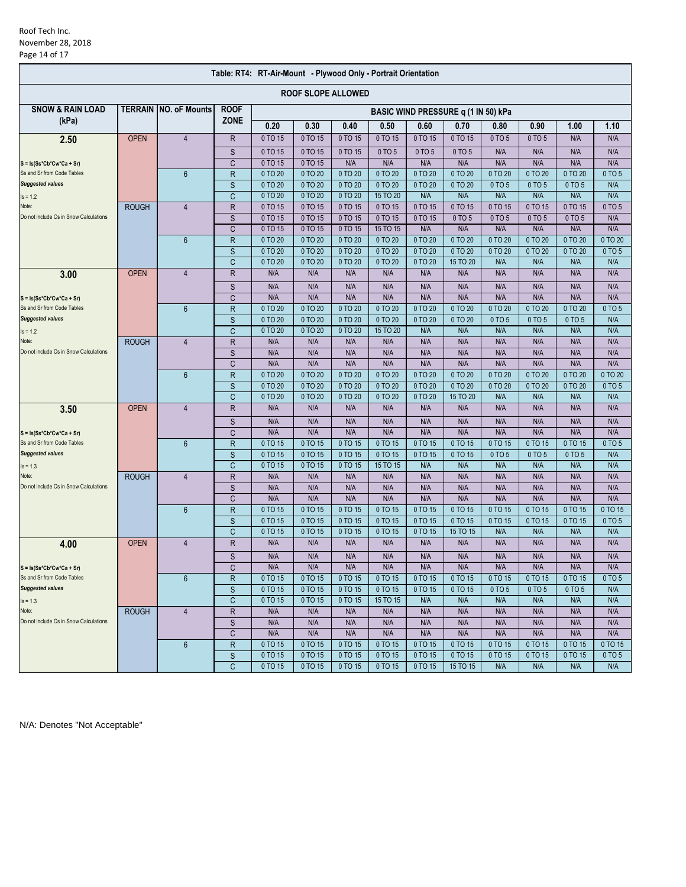Table: RT4: RT-Air-Mount - Plywood Only - Portrait Orientation

ROOF SLOPE ALLOWED

| SNOW & RAIN LOAD (kPa) | TERRAIN | NO. oF Mounts | ROOF ZONE | BASIC WIND PRESSURE q (1 IN 50) kPa | | | | | | | | | |
|---|---|---|---|---|---|---|---|---|---|---|---|---|---|
| | | | | 0.20 | 0.30 | 0.40 | 0.50 | 0.60 | 0.70 | 0.80 | 0.90 | 1.00 | 1.10 |
| **2.50** | OPEN | 4 | R | 0 TO 15 | 0 TO 15 | 0 TO 15 | 0 TO 15 | 0 TO 15 | 0 TO 15 | 0 TO 5 | 0 TO 5 | N/A | N/A |
| | | | S | 0 TO 15 | 0 TO 15 | 0 TO 15 | 0 TO 5 | 0 TO 5 | 0 TO 5 | N/A | N/A | N/A | N/A |
| S = Is(Ss*Cb*Cw*Ca + Sr) | | | C | 0 TO 15 | 0 TO 15 | N/A | N/A | N/A | N/A | N/A | N/A | N/A | N/A |
| Ss and Sr from Code Tables | | 6 | R | 0 TO 20 | 0 TO 20 | 0 TO 20 | 0 TO 20 | 0 TO 20 | 0 TO 20 | 0 TO 20 | 0 TO 20 | 0 TO 20 | 0 TO 5 |
| *Suggested values* | | | S | 0 TO 20 | 0 TO 20 | 0 TO 20 | 0 TO 20 | 0 TO 20 | 0 TO 20 | 0 TO 5 | 0 TO 5 | 0 TO 5 | N/A |
| Is = 1.2 | | | C | 0 TO 20 | 0 TO 20 | 0 TO 20 | 15 TO 20 | N/A | N/A | N/A | N/A | N/A | N/A |
| Note: | ROUGH | 4 | R | 0 TO 15 | 0 TO 15 | 0 TO 15 | 0 TO 15 | 0 TO 15 | 0 TO 15 | 0 TO 15 | 0 TO 15 | 0 TO 15 | 0 TO 5 |
| Do not include Cs in Snow Calculations | | | S | 0 TO 15 | 0 TO 15 | 0 TO 15 | 0 TO 15 | 0 TO 15 | 0 TO 5 | 0 TO 5 | 0 TO 5 | 0 TO 5 | N/A |
| | | | C | 0 TO 15 | 0 TO 15 | 0 TO 15 | 15 TO 15 | N/A | N/A | N/A | N/A | N/A | N/A |
| | | 6 | R | 0 TO 20 | 0 TO 20 | 0 TO 20 | 0 TO 20 | 0 TO 20 | 0 TO 20 | 0 TO 20 | 0 TO 20 | 0 TO 20 | 0 TO 20 |
| | | | S | 0 TO 20 | 0 TO 20 | 0 TO 20 | 0 TO 20 | 0 TO 20 | 0 TO 20 | 0 TO 20 | 0 TO 20 | 0 TO 20 | 0 TO 5 |
| | | | C | 0 TO 20 | 0 TO 20 | 0 TO 20 | 0 TO 20 | 0 TO 20 | 15 TO 20 | N/A | N/A | N/A | N/A |
| **3.00** | OPEN | 4 | R | N/A | N/A | N/A | N/A | N/A | N/A | N/A | N/A | N/A | N/A |
| | | | S | N/A | N/A | N/A | N/A | N/A | N/A | N/A | N/A | N/A | N/A |
| S = Is(Ss*Cb*Cw*Ca + Sr) | | | C | N/A | N/A | N/A | N/A | N/A | N/A | N/A | N/A | N/A | N/A |
| Ss and Sr from Code Tables | | 6 | R | 0 TO 20 | 0 TO 20 | 0 TO 20 | 0 TO 20 | 0 TO 20 | 0 TO 20 | 0 TO 20 | 0 TO 20 | 0 TO 20 | 0 TO 5 |
| *Suggested values* | | | S | 0 TO 20 | 0 TO 20 | 0 TO 20 | 0 TO 20 | 0 TO 20 | 0 TO 20 | 0 TO 5 | 0 TO 5 | 0 TO 5 | N/A |
| Is = 1.2 | | | C | 0 TO 20 | 0 TO 20 | 0 TO 20 | 15 TO 20 | N/A | N/A | N/A | N/A | N/A | N/A |
| Note: | ROUGH | 4 | R | N/A | N/A | N/A | N/A | N/A | N/A | N/A | N/A | N/A | N/A |
| Do not include Cs in Snow Calculations | | | S | N/A | N/A | N/A | N/A | N/A | N/A | N/A | N/A | N/A | N/A |
| | | | C | N/A | N/A | N/A | N/A | N/A | N/A | N/A | N/A | N/A | N/A |
| | | 6 | R | 0 TO 20 | 0 TO 20 | 0 TO 20 | 0 TO 20 | 0 TO 20 | 0 TO 20 | 0 TO 20 | 0 TO 20 | 0 TO 20 | 0 TO 20 |
| | | | S | 0 TO 20 | 0 TO 20 | 0 TO 20 | 0 TO 20 | 0 TO 20 | 0 TO 20 | 0 TO 20 | 0 TO 20 | 0 TO 20 | 0 TO 5 |
| | | | C | 0 TO 20 | 0 TO 20 | 0 TO 20 | 0 TO 20 | 0 TO 20 | 15 TO 20 | N/A | N/A | N/A | N/A |
| **3.50** | OPEN | 4 | R | N/A | N/A | N/A | N/A | N/A | N/A | N/A | N/A | N/A | N/A |
| | | | S | N/A | N/A | N/A | N/A | N/A | N/A | N/A | N/A | N/A | N/A |
| S = Is(Ss*Cb*Cw*Ca + Sr) | | | C | N/A | N/A | N/A | N/A | N/A | N/A | N/A | N/A | N/A | N/A |
| Ss and Sr from Code Tables | | 6 | R | 0 TO 15 | 0 TO 15 | 0 TO 15 | 0 TO 15 | 0 TO 15 | 0 TO 15 | 0 TO 15 | 0 TO 15 | 0 TO 15 | 0 TO 5 |
| *Suggested values* | | | S | 0 TO 15 | 0 TO 15 | 0 TO 15 | 0 TO 15 | 0 TO 15 | 0 TO 15 | 0 TO 5 | 0 TO 5 | 0 TO 5 | N/A |
| Is = 1.3 | | | C | 0 TO 15 | 0 TO 15 | 0 TO 15 | 15 TO 15 | N/A | N/A | N/A | N/A | N/A | N/A |
| Note: | ROUGH | 4 | R | N/A | N/A | N/A | N/A | N/A | N/A | N/A | N/A | N/A | N/A |
| Do not include Cs in Snow Calculations | | | S | N/A | N/A | N/A | N/A | N/A | N/A | N/A | N/A | N/A | N/A |
| | | | C | N/A | N/A | N/A | N/A | N/A | N/A | N/A | N/A | N/A | N/A |
| | | 6 | R | 0 TO 15 | 0 TO 15 | 0 TO 15 | 0 TO 15 | 0 TO 15 | 0 TO 15 | 0 TO 15 | 0 TO 15 | 0 TO 15 | 0 TO 15 |
| | | | S | 0 TO 15 | 0 TO 15 | 0 TO 15 | 0 TO 15 | 0 TO 15 | 0 TO 15 | 0 TO 15 | 0 TO 15 | 0 TO 15 | 0 TO 5 |
| | | | C | 0 TO 15 | 0 TO 15 | 0 TO 15 | 0 TO 15 | 0 TO 15 | 15 TO 15 | N/A | N/A | N/A | N/A |
| **4.00** | OPEN | 4 | R | N/A | N/A | N/A | N/A | N/A | N/A | N/A | N/A | N/A | N/A |
| | | | S | N/A | N/A | N/A | N/A | N/A | N/A | N/A | N/A | N/A | N/A |
| S = Is(Ss*Cb*Cw*Ca + Sr) | | | C | N/A | N/A | N/A | N/A | N/A | N/A | N/A | N/A | N/A | N/A |
| Ss and Sr from Code Tables | | 6 | R | 0 TO 15 | 0 TO 15 | 0 TO 15 | 0 TO 15 | 0 TO 15 | 0 TO 15 | 0 TO 15 | 0 TO 15 | 0 TO 15 | 0 TO 5 |
| *Suggested values* | | | S | 0 TO 15 | 0 TO 15 | 0 TO 15 | 0 TO 15 | 0 TO 15 | 0 TO 15 | 0 TO 5 | 0 TO 5 | 0 TO 5 | N/A |
| Is = 1.3 | | | C | 0 TO 15 | 0 TO 15 | 0 TO 15 | 15 TO 15 | N/A | N/A | N/A | N/A | N/A | N/A |
| Note: | ROUGH | 4 | R | N/A | N/A | N/A | N/A | N/A | N/A | N/A | N/A | N/A | N/A |
| Do not include Cs in Snow Calculations | | | S | N/A | N/A | N/A | N/A | N/A | N/A | N/A | N/A | N/A | N/A |
| | | | C | N/A | N/A | N/A | N/A | N/A | N/A | N/A | N/A | N/A | N/A |
| | | 6 | R | 0 TO 15 | 0 TO 15 | 0 TO 15 | 0 TO 15 | 0 TO 15 | 0 TO 15 | 0 TO 15 | 0 TO 15 | 0 TO 15 | 0 TO 15 |
| | | | S | 0 TO 15 | 0 TO 15 | 0 TO 15 | 0 TO 15 | 0 TO 15 | 0 TO 15 | 0 TO 15 | 0 TO 15 | 0 TO 15 | 0 TO 5 |
| | | | C | 0 TO 15 | 0 TO 15 | 0 TO 15 | 0 TO 15 | 0 TO 15 | 15 TO 15 | N/A | N/A | N/A | N/A |

N/A: Denotes "Not Acceptable"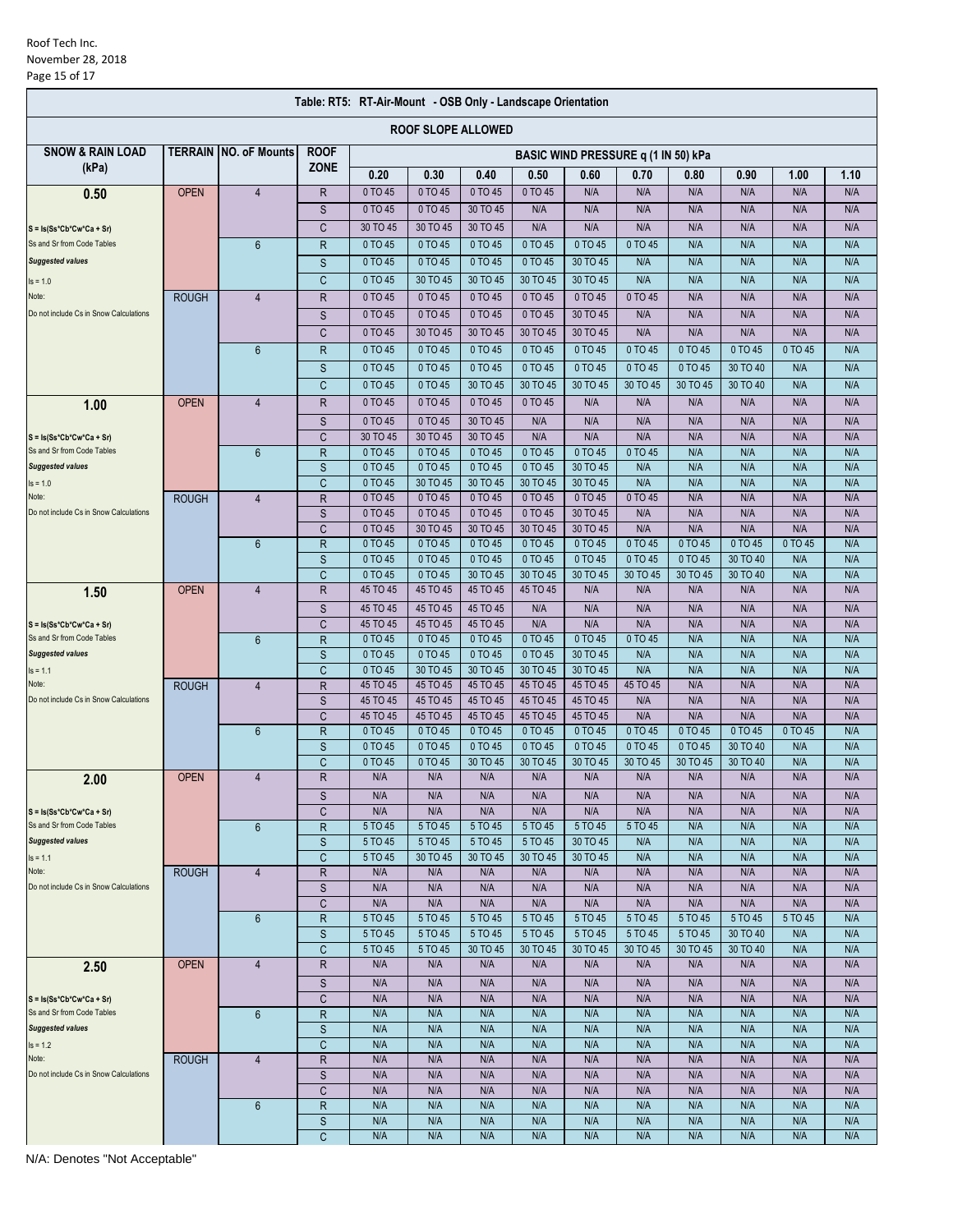| Table: RT5: RT-Air-Mount - OSB Only - Landscape Orientation | | | | | | | | | | | | | |
|---|---|---|---|---|---|---|---|---|---|---|---|---|---|
| ROOF SLOPE ALLOWED | | | | | | | | | | | | | |
| SNOW & RAIN LOAD (kPa) | TERRAIN | NO. oF Mounts | ROOF ZONE | BASIC WIND PRESSURE q (1 IN 50) kPa | | | | | | | | | |
| | | | | 0.20 | 0.30 | 0.40 | 0.50 | 0.60 | 0.70 | 0.80 | 0.90 | 1.00 | 1.10 |
| **0.50** | OPEN | 4 | R | 0 TO 45 | 0 TO 45 | 0 TO 45 | 0 TO 45 | N/A | N/A | N/A | N/A | N/A | N/A |
| | | | S | 0 TO 45 | 0 TO 45 | 30 TO 45 | N/A | N/A | N/A | N/A | N/A | N/A | N/A |
| S = Is(Ss*Cb*Cw*Ca + Sr) | | | C | 30 TO 45 | 30 TO 45 | 30 TO 45 | N/A | N/A | N/A | N/A | N/A | N/A | N/A |
| Ss and Sr from Code Tables | | 6 | R | 0 TO 45 | 0 TO 45 | 0 TO 45 | 0 TO 45 | 0 TO 45 | 0 TO 45 | N/A | N/A | N/A | N/A |
| *Suggested values* | | | S | 0 TO 45 | 0 TO 45 | 0 TO 45 | 0 TO 45 | 30 TO 45 | N/A | N/A | N/A | N/A | N/A |
| Is = 1.0 | | | C | 0 TO 45 | 0 TO 45 | 30 TO 45 | 30 TO 45 | 30 TO 45 | N/A | N/A | N/A | N/A | N/A |
| Note: | ROUGH | 4 | R | 0 TO 45 | 0 TO 45 | 0 TO 45 | 0 TO 45 | 0 TO 45 | 0 TO 45 | N/A | N/A | N/A | N/A |
| Do not include Cs in Snow Calculations | | | S | 0 TO 45 | 0 TO 45 | 0 TO 45 | 0 TO 45 | 30 TO 45 | N/A | N/A | N/A | N/A | N/A |
| | | | C | 0 TO 45 | 30 TO 45 | 30 TO 45 | 30 TO 45 | 30 TO 45 | N/A | N/A | N/A | N/A | N/A |
| | | 6 | R | 0 TO 45 | 0 TO 45 | 0 TO 45 | 0 TO 45 | 0 TO 45 | 0 TO 45 | 0 TO 45 | 0 TO 45 | 0 TO 45 | N/A |
| | | | S | 0 TO 45 | 0 TO 45 | 0 TO 45 | 0 TO 45 | 0 TO 45 | 0 TO 45 | 0 TO 45 | 30 TO 40 | N/A | N/A |
| | | | C | 0 TO 45 | 0 TO 45 | 30 TO 45 | 30 TO 45 | 30 TO 45 | 30 TO 45 | 30 TO 45 | 30 TO 40 | N/A | N/A |
| **1.00** | OPEN | 4 | R | 0 TO 45 | 0 TO 45 | 0 TO 45 | 0 TO 45 | N/A | N/A | N/A | N/A | N/A | N/A |
| | | | S | 0 TO 45 | 0 TO 45 | 30 TO 45 | N/A | N/A | N/A | N/A | N/A | N/A | N/A |
| S = Is(Ss*Cb*Cw*Ca + Sr) | | | C | 30 TO 45 | 30 TO 45 | 30 TO 45 | N/A | N/A | N/A | N/A | N/A | N/A | N/A |
| Ss and Sr from Code Tables | | 6 | R | 0 TO 45 | 0 TO 45 | 0 TO 45 | 0 TO 45 | 0 TO 45 | 0 TO 45 | N/A | N/A | N/A | N/A |
| *Suggested values* | | | S | 0 TO 45 | 0 TO 45 | 0 TO 45 | 0 TO 45 | 30 TO 45 | N/A | N/A | N/A | N/A | N/A |
| Is = 1.0 | | | C | 0 TO 45 | 30 TO 45 | 30 TO 45 | 30 TO 45 | 30 TO 45 | N/A | N/A | N/A | N/A | N/A |
| Note: | ROUGH | 4 | R | 0 TO 45 | 0 TO 45 | 0 TO 45 | 0 TO 45 | 0 TO 45 | 0 TO 45 | N/A | N/A | N/A | N/A |
| Do not include Cs in Snow Calculations | | | S | 0 TO 45 | 0 TO 45 | 0 TO 45 | 0 TO 45 | 30 TO 45 | N/A | N/A | N/A | N/A | N/A |
| | | | C | 0 TO 45 | 30 TO 45 | 30 TO 45 | 30 TO 45 | 30 TO 45 | N/A | N/A | N/A | N/A | N/A |
| | | 6 | R | 0 TO 45 | 0 TO 45 | 0 TO 45 | 0 TO 45 | 0 TO 45 | 0 TO 45 | 0 TO 45 | 0 TO 45 | 0 TO 45 | N/A |
| | | | S | 0 TO 45 | 0 TO 45 | 0 TO 45 | 0 TO 45 | 0 TO 45 | 0 TO 45 | 0 TO 45 | 30 TO 40 | N/A | N/A |
| | | | C | 0 TO 45 | 0 TO 45 | 30 TO 45 | 30 TO 45 | 30 TO 45 | 30 TO 45 | 30 TO 45 | 30 TO 40 | N/A | N/A |
| **1.50** | OPEN | 4 | R | 45 TO 45 | 45 TO 45 | 45 TO 45 | 45 TO 45 | N/A | N/A | N/A | N/A | N/A | N/A |
| | | | S | 45 TO 45 | 45 TO 45 | 45 TO 45 | N/A | N/A | N/A | N/A | N/A | N/A | N/A |
| S = Is(Ss*Cb*Cw*Ca + Sr) | | | C | 45 TO 45 | 45 TO 45 | 45 TO 45 | N/A | N/A | N/A | N/A | N/A | N/A | N/A |
| Ss and Sr from Code Tables | | 6 | R | 0 TO 45 | 0 TO 45 | 0 TO 45 | 0 TO 45 | 0 TO 45 | 0 TO 45 | N/A | N/A | N/A | N/A |
| *Suggested values* | | | S | 0 TO 45 | 0 TO 45 | 0 TO 45 | 0 TO 45 | 30 TO 45 | N/A | N/A | N/A | N/A | N/A |
| Is = 1.1 | | | C | 0 TO 45 | 30 TO 45 | 30 TO 45 | 30 TO 45 | 30 TO 45 | N/A | N/A | N/A | N/A | N/A |
| Note: | ROUGH | 4 | R | 45 TO 45 | 45 TO 45 | 45 TO 45 | 45 TO 45 | 45 TO 45 | 45 TO 45 | N/A | N/A | N/A | N/A |
| Do not include Cs in Snow Calculations | | | S | 45 TO 45 | 45 TO 45 | 45 TO 45 | 45 TO 45 | 45 TO 45 | N/A | N/A | N/A | N/A | N/A |
| | | | C | 45 TO 45 | 45 TO 45 | 45 TO 45 | 45 TO 45 | 45 TO 45 | N/A | N/A | N/A | N/A | N/A |
| | | 6 | R | 0 TO 45 | 0 TO 45 | 0 TO 45 | 0 TO 45 | 0 TO 45 | 0 TO 45 | 0 TO 45 | 0 TO 45 | 0 TO 45 | N/A |
| | | | S | 0 TO 45 | 0 TO 45 | 0 TO 45 | 0 TO 45 | 0 TO 45 | 0 TO 45 | 0 TO 45 | 30 TO 40 | N/A | N/A |
| | | | C | 0 TO 45 | 0 TO 45 | 30 TO 45 | 30 TO 45 | 30 TO 45 | 30 TO 45 | 30 TO 45 | 30 TO 40 | N/A | N/A |
| **2.00** | OPEN | 4 | R | N/A | N/A | N/A | N/A | N/A | N/A | N/A | N/A | N/A | N/A |
| | | | S | N/A | N/A | N/A | N/A | N/A | N/A | N/A | N/A | N/A | N/A |
| S = Is(Ss*Cb*Cw*Ca + Sr) | | | C | N/A | N/A | N/A | N/A | N/A | N/A | N/A | N/A | N/A | N/A |
| Ss and Sr from Code Tables | | 6 | R | 5 TO 45 | 5 TO 45 | 5 TO 45 | 5 TO 45 | 5 TO 45 | 5 TO 45 | N/A | N/A | N/A | N/A |
| *Suggested values* | | | S | 5 TO 45 | 5 TO 45 | 5 TO 45 | 5 TO 45 | 30 TO 45 | N/A | N/A | N/A | N/A | N/A |
| Is = 1.1 | | | C | 5 TO 45 | 30 TO 45 | 30 TO 45 | 30 TO 45 | 30 TO 45 | N/A | N/A | N/A | N/A | N/A |
| Note: | ROUGH | 4 | R | N/A | N/A | N/A | N/A | N/A | N/A | N/A | N/A | N/A | N/A |
| Do not include Cs in Snow Calculations | | | S | N/A | N/A | N/A | N/A | N/A | N/A | N/A | N/A | N/A | N/A |
| | | | C | N/A | N/A | N/A | N/A | N/A | N/A | N/A | N/A | N/A | N/A |
| | | 6 | R | 5 TO 45 | 5 TO 45 | 5 TO 45 | 5 TO 45 | 5 TO 45 | 5 TO 45 | 5 TO 45 | 5 TO 45 | 5 TO 45 | N/A |
| | | | S | 5 TO 45 | 5 TO 45 | 5 TO 45 | 5 TO 45 | 5 TO 45 | 5 TO 45 | 5 TO 45 | 30 TO 40 | N/A | N/A |
| | | | C | 5 TO 45 | 5 TO 45 | 30 TO 45 | 30 TO 45 | 30 TO 45 | 30 TO 45 | 30 TO 45 | 30 TO 40 | N/A | N/A |
| **2.50** | OPEN | 4 | R | N/A | N/A | N/A | N/A | N/A | N/A | N/A | N/A | N/A | N/A |
| | | | S | N/A | N/A | N/A | N/A | N/A | N/A | N/A | N/A | N/A | N/A |
| S = Is(Ss*Cb*Cw*Ca + Sr) | | | C | N/A | N/A | N/A | N/A | N/A | N/A | N/A | N/A | N/A | N/A |
| Ss and Sr from Code Tables | | 6 | R | N/A | N/A | N/A | N/A | N/A | N/A | N/A | N/A | N/A | N/A |
| *Suggested values* | | | S | N/A | N/A | N/A | N/A | N/A | N/A | N/A | N/A | N/A | N/A |
| Is = 1.2 | | | C | N/A | N/A | N/A | N/A | N/A | N/A | N/A | N/A | N/A | N/A |
| Note: | ROUGH | 4 | R | N/A | N/A | N/A | N/A | N/A | N/A | N/A | N/A | N/A | N/A |
| Do not include Cs in Snow Calculations | | | S | N/A | N/A | N/A | N/A | N/A | N/A | N/A | N/A | N/A | N/A |
| | | | C | N/A | N/A | N/A | N/A | N/A | N/A | N/A | N/A | N/A | N/A |
| | | 6 | R | N/A | N/A | N/A | N/A | N/A | N/A | N/A | N/A | N/A | N/A |
| | | | S | N/A | N/A | N/A | N/A | N/A | N/A | N/A | N/A | N/A | N/A |
| | | | C | N/A | N/A | N/A | N/A | N/A | N/A | N/A | N/A | N/A | N/A |

N/A: Denotes "Not Acceptable"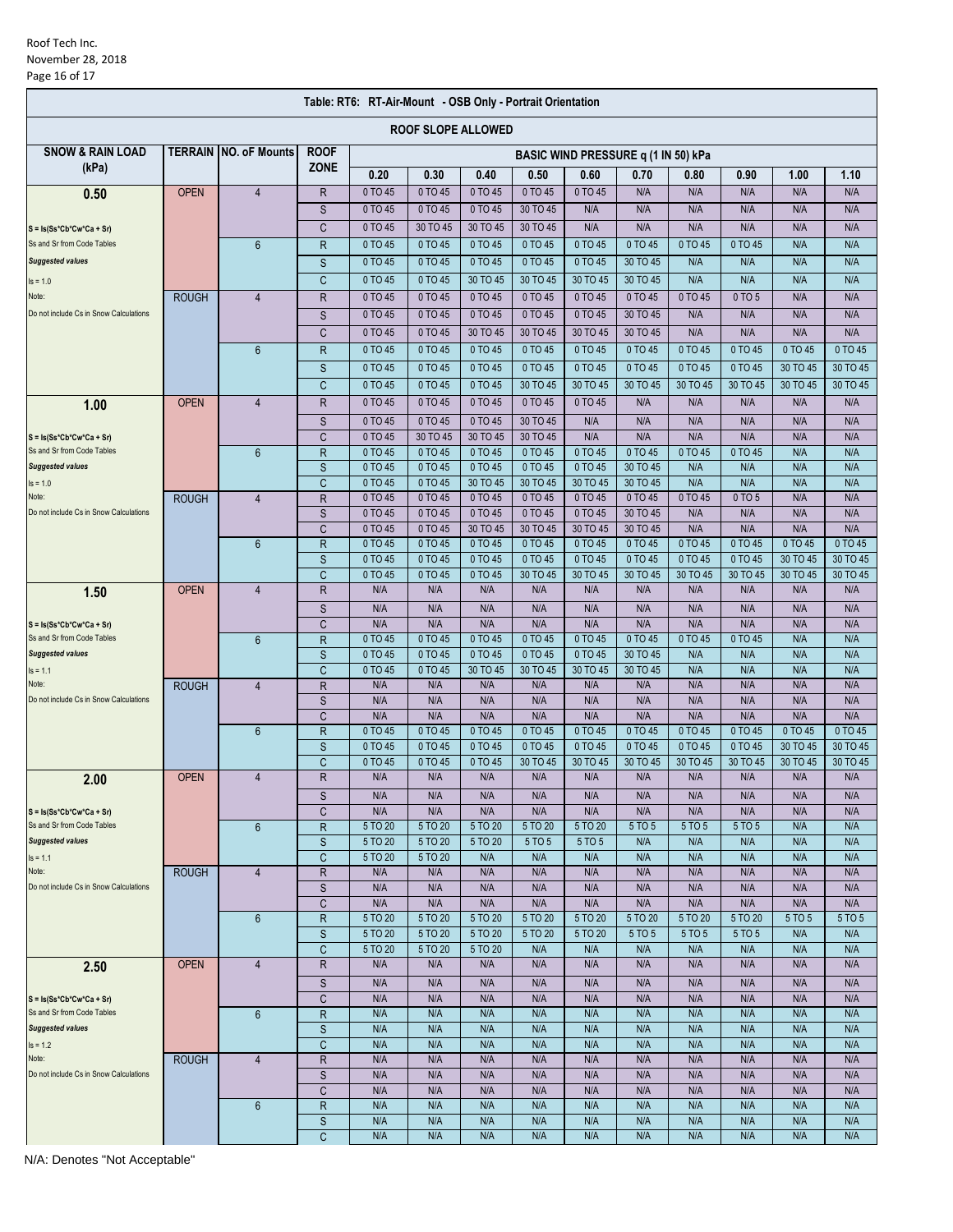**Table: RT6: RT-Air-Mount - OSB Only - Portrait Orientation**

**ROOF SLOPE ALLOWED**

| SNOW & RAIN LOAD (kPa) | TERRAIN | NO. oF Mounts | ROOF ZONE | BASIC WIND PRESSURE q (1 IN 50) kPa | | | | | | | | | |
|---|---|---|---|---|---|---|---|---|---|---|---|---|---|
| | | | | 0.20 | 0.30 | 0.40 | 0.50 | 0.60 | 0.70 | 0.80 | 0.90 | 1.00 | 1.10 |
| **0.50** | OPEN | 4 | R | 0 TO 45 | 0 TO 45 | 0 TO 45 | 0 TO 45 | 0 TO 45 | N/A | N/A | N/A | N/A | N/A |
| | | | S | 0 TO 45 | 0 TO 45 | 0 TO 45 | 30 TO 45 | N/A | N/A | N/A | N/A | N/A | N/A |
| S = Is(Ss*Cb*Cw*Ca + Sr) | | | C | 0 TO 45 | 30 TO 45 | 30 TO 45 | 30 TO 45 | N/A | N/A | N/A | N/A | N/A | N/A |
| Ss and Sr from Code Tables | | 6 | R | 0 TO 45 | 0 TO 45 | 0 TO 45 | 0 TO 45 | 0 TO 45 | 0 TO 45 | 0 TO 45 | 0 TO 45 | N/A | N/A |
| *Suggested values* | | | S | 0 TO 45 | 0 TO 45 | 0 TO 45 | 0 TO 45 | 0 TO 45 | 30 TO 45 | N/A | N/A | N/A | N/A |
| Is = 1.0 | | | C | 0 TO 45 | 0 TO 45 | 30 TO 45 | 30 TO 45 | 30 TO 45 | 30 TO 45 | N/A | N/A | N/A | N/A |
| Note: | ROUGH | 4 | R | 0 TO 45 | 0 TO 45 | 0 TO 45 | 0 TO 45 | 0 TO 45 | 0 TO 45 | 0 TO 45 | 0 TO 5 | N/A | N/A |
| Do not include Cs in Snow Calculations | | | S | 0 TO 45 | 0 TO 45 | 0 TO 45 | 0 TO 45 | 0 TO 45 | 30 TO 45 | N/A | N/A | N/A | N/A |
| | | | C | 0 TO 45 | 0 TO 45 | 30 TO 45 | 30 TO 45 | 30 TO 45 | 30 TO 45 | N/A | N/A | N/A | N/A |
| | | 6 | R | 0 TO 45 | 0 TO 45 | 0 TO 45 | 0 TO 45 | 0 TO 45 | 0 TO 45 | 0 TO 45 | 0 TO 45 | 0 TO 45 | 0 TO 45 |
| | | | S | 0 TO 45 | 0 TO 45 | 0 TO 45 | 0 TO 45 | 0 TO 45 | 0 TO 45 | 0 TO 45 | 0 TO 45 | 30 TO 45 | 30 TO 45 |
| | | | C | 0 TO 45 | 0 TO 45 | 0 TO 45 | 30 TO 45 | 30 TO 45 | 30 TO 45 | 30 TO 45 | 30 TO 45 | 30 TO 45 | 30 TO 45 |
| **1.00** | OPEN | 4 | R | 0 TO 45 | 0 TO 45 | 0 TO 45 | 0 TO 45 | 0 TO 45 | N/A | N/A | N/A | N/A | N/A |
| | | | S | 0 TO 45 | 0 TO 45 | 0 TO 45 | 30 TO 45 | N/A | N/A | N/A | N/A | N/A | N/A |
| S = Is(Ss*Cb*Cw*Ca + Sr) | | | C | 0 TO 45 | 30 TO 45 | 30 TO 45 | 30 TO 45 | N/A | N/A | N/A | N/A | N/A | N/A |
| Ss and Sr from Code Tables | | 6 | R | 0 TO 45 | 0 TO 45 | 0 TO 45 | 0 TO 45 | 0 TO 45 | 0 TO 45 | 0 TO 45 | 0 TO 45 | N/A | N/A |
| *Suggested values* | | | S | 0 TO 45 | 0 TO 45 | 0 TO 45 | 0 TO 45 | 0 TO 45 | 30 TO 45 | N/A | N/A | N/A | N/A |
| Is = 1.0 | | | C | 0 TO 45 | 0 TO 45 | 30 TO 45 | 30 TO 45 | 30 TO 45 | 30 TO 45 | N/A | N/A | N/A | N/A |
| Note: | ROUGH | 4 | R | 0 TO 45 | 0 TO 45 | 0 TO 45 | 0 TO 45 | 0 TO 45 | 0 TO 45 | 0 TO 45 | 0 TO 5 | N/A | N/A |
| Do not include Cs in Snow Calculations | | | S | 0 TO 45 | 0 TO 45 | 0 TO 45 | 0 TO 45 | 0 TO 45 | 30 TO 45 | N/A | N/A | N/A | N/A |
| | | | C | 0 TO 45 | 0 TO 45 | 30 TO 45 | 30 TO 45 | 30 TO 45 | 30 TO 45 | N/A | N/A | N/A | N/A |
| | | 6 | R | 0 TO 45 | 0 TO 45 | 0 TO 45 | 0 TO 45 | 0 TO 45 | 0 TO 45 | 0 TO 45 | 0 TO 45 | 0 TO 45 | 0 TO 45 |
| | | | S | 0 TO 45 | 0 TO 45 | 0 TO 45 | 0 TO 45 | 0 TO 45 | 0 TO 45 | 0 TO 45 | 0 TO 45 | 30 TO 45 | 30 TO 45 |
| | | | C | 0 TO 45 | 0 TO 45 | 0 TO 45 | 30 TO 45 | 30 TO 45 | 30 TO 45 | 30 TO 45 | 30 TO 45 | 30 TO 45 | 30 TO 45 |
| **1.50** | OPEN | 4 | R | N/A | N/A | N/A | N/A | N/A | N/A | N/A | N/A | N/A | N/A |
| | | | S | N/A | N/A | N/A | N/A | N/A | N/A | N/A | N/A | N/A | N/A |
| S = Is(Ss*Cb*Cw*Ca + Sr) | | | C | N/A | N/A | N/A | N/A | N/A | N/A | N/A | N/A | N/A | N/A |
| Ss and Sr from Code Tables | | 6 | R | 0 TO 45 | 0 TO 45 | 0 TO 45 | 0 TO 45 | 0 TO 45 | 0 TO 45 | 0 TO 45 | 0 TO 45 | N/A | N/A |
| *Suggested values* | | | S | 0 TO 45 | 0 TO 45 | 0 TO 45 | 0 TO 45 | 0 TO 45 | 30 TO 45 | N/A | N/A | N/A | N/A |
| Is = 1.1 | | | C | 0 TO 45 | 0 TO 45 | 30 TO 45 | 30 TO 45 | 30 TO 45 | 30 TO 45 | N/A | N/A | N/A | N/A |
| Note: | ROUGH | 4 | R | N/A | N/A | N/A | N/A | N/A | N/A | N/A | N/A | N/A | N/A |
| Do not include Cs in Snow Calculations | | | S | N/A | N/A | N/A | N/A | N/A | N/A | N/A | N/A | N/A | N/A |
| | | | C | N/A | N/A | N/A | N/A | N/A | N/A | N/A | N/A | N/A | N/A |
| | | 6 | R | 0 TO 45 | 0 TO 45 | 0 TO 45 | 0 TO 45 | 0 TO 45 | 0 TO 45 | 0 TO 45 | 0 TO 45 | 0 TO 45 | 0 TO 45 |
| | | | S | 0 TO 45 | 0 TO 45 | 0 TO 45 | 0 TO 45 | 0 TO 45 | 0 TO 45 | 0 TO 45 | 0 TO 45 | 30 TO 45 | 30 TO 45 |
| | | | C | 0 TO 45 | 0 TO 45 | 0 TO 45 | 30 TO 45 | 30 TO 45 | 30 TO 45 | 30 TO 45 | 30 TO 45 | 30 TO 45 | 30 TO 45 |
| **2.00** | OPEN | 4 | R | N/A | N/A | N/A | N/A | N/A | N/A | N/A | N/A | N/A | N/A |
| | | | S | N/A | N/A | N/A | N/A | N/A | N/A | N/A | N/A | N/A | N/A |
| S = Is(Ss*Cb*Cw*Ca + Sr) | | | C | N/A | N/A | N/A | N/A | N/A | N/A | N/A | N/A | N/A | N/A |
| Ss and Sr from Code Tables | | 6 | R | 5 TO 20 | 5 TO 20 | 5 TO 20 | 5 TO 20 | 5 TO 20 | 5 TO 5 | 5 TO 5 | 5 TO 5 | N/A | N/A |
| *Suggested values* | | | S | 5 TO 20 | 5 TO 20 | 5 TO 20 | 5 TO 5 | 5 TO 5 | N/A | N/A | N/A | N/A | N/A |
| Is = 1.1 | | | C | 5 TO 20 | 5 TO 20 | N/A | N/A | N/A | N/A | N/A | N/A | N/A | N/A |
| Note: | ROUGH | 4 | R | N/A | N/A | N/A | N/A | N/A | N/A | N/A | N/A | N/A | N/A |
| Do not include Cs in Snow Calculations | | | S | N/A | N/A | N/A | N/A | N/A | N/A | N/A | N/A | N/A | N/A |
| | | | C | N/A | N/A | N/A | N/A | N/A | N/A | N/A | N/A | N/A | N/A |
| | | 6 | R | 5 TO 20 | 5 TO 20 | 5 TO 20 | 5 TO 20 | 5 TO 20 | 5 TO 20 | 5 TO 20 | 5 TO 20 | 5 TO 5 | 5 TO 5 |
| | | | S | 5 TO 20 | 5 TO 20 | 5 TO 20 | 5 TO 20 | 5 TO 20 | 5 TO 5 | 5 TO 5 | 5 TO 5 | N/A | N/A |
| | | | C | 5 TO 20 | 5 TO 20 | 5 TO 20 | N/A | N/A | N/A | N/A | N/A | N/A | N/A |
| **2.50** | OPEN | 4 | R | N/A | N/A | N/A | N/A | N/A | N/A | N/A | N/A | N/A | N/A |
| | | | S | N/A | N/A | N/A | N/A | N/A | N/A | N/A | N/A | N/A | N/A |
| S = Is(Ss*Cb*Cw*Ca + Sr) | | | C | N/A | N/A | N/A | N/A | N/A | N/A | N/A | N/A | N/A | N/A |
| Ss and Sr from Code Tables | | 6 | R | N/A | N/A | N/A | N/A | N/A | N/A | N/A | N/A | N/A | N/A |
| *Suggested values* | | | S | N/A | N/A | N/A | N/A | N/A | N/A | N/A | N/A | N/A | N/A |
| Is = 1.2 | | | C | N/A | N/A | N/A | N/A | N/A | N/A | N/A | N/A | N/A | N/A |
| Note: | ROUGH | 4 | R | N/A | N/A | N/A | N/A | N/A | N/A | N/A | N/A | N/A | N/A |
| Do not include Cs in Snow Calculations | | | S | N/A | N/A | N/A | N/A | N/A | N/A | N/A | N/A | N/A | N/A |
| | | | C | N/A | N/A | N/A | N/A | N/A | N/A | N/A | N/A | N/A | N/A |
| | | 6 | R | N/A | N/A | N/A | N/A | N/A | N/A | N/A | N/A | N/A | N/A |
| | | | S | N/A | N/A | N/A | N/A | N/A | N/A | N/A | N/A | N/A | N/A |
| | | | C | N/A | N/A | N/A | N/A | N/A | N/A | N/A | N/A | N/A | N/A |

N/A: Denotes "Not Acceptable"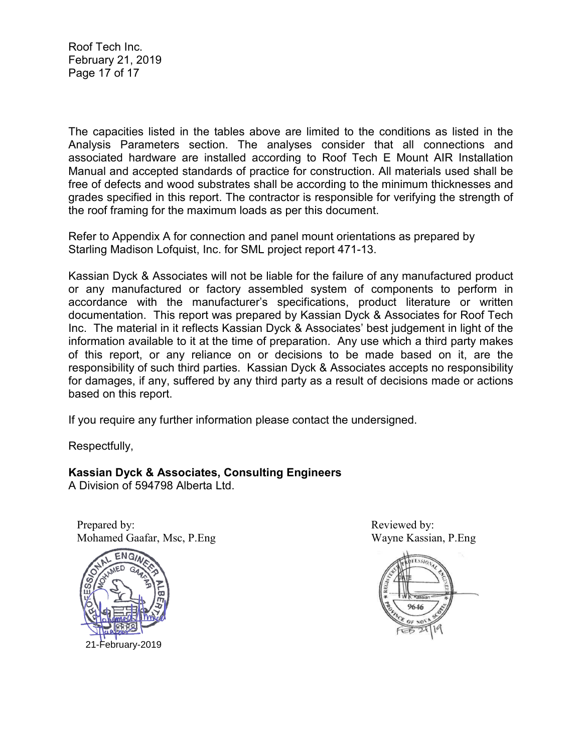The capacities listed in the tables above are limited to the conditions as listed in the Analysis Parameters section. The analyses consider that all connections and associated hardware are installed according to Roof Tech E Mount AIR Installation Manual and accepted standards of practice for construction. All materials used shall be free of defects and wood substrates shall be according to the minimum thicknesses and grades specified in this report. The contractor is responsible for verifying the strength of the roof framing for the maximum loads as per this document.

Refer to Appendix A for connection and panel mount orientations as prepared by Starling Madison Lofquist, Inc. for SML project report 471-13.

Kassian Dyck & Associates will not be liable for the failure of any manufactured product or any manufactured or factory assembled system of components to perform in accordance with the manufacturer's specifications, product literature or written documentation. This report was prepared by Kassian Dyck & Associates for Roof Tech Inc. The material in it reflects Kassian Dyck & Associates' best judgement in light of the information available to it at the time of preparation. Any use which a third party makes of this report, or any reliance on or decisions to be made based on it, are the responsibility of such third parties. Kassian Dyck & Associates accepts no responsibility for damages, if any, suffered by any third party as a result of decisions made or actions based on this report.

If you require any further information please contact the undersigned.

Respectfully,

**Kassian Dyck & Associates, Consulting Engineers**
A Division of 594798 Alberta Ltd.

Prepared by:
Mohamed Gaafar, Msc, P.Eng

PROFESSIONAL ENGINEER
MOHAMED GAAFAR
ALBERTA

21-February-2019

Reviewed by:
Wayne Kassian, P.Eng

REGISTERED PROFESSIONAL ENGINEER
W R Kassian
9646
PROVINCE OF NOVA SCOTIA

FEB 21/19